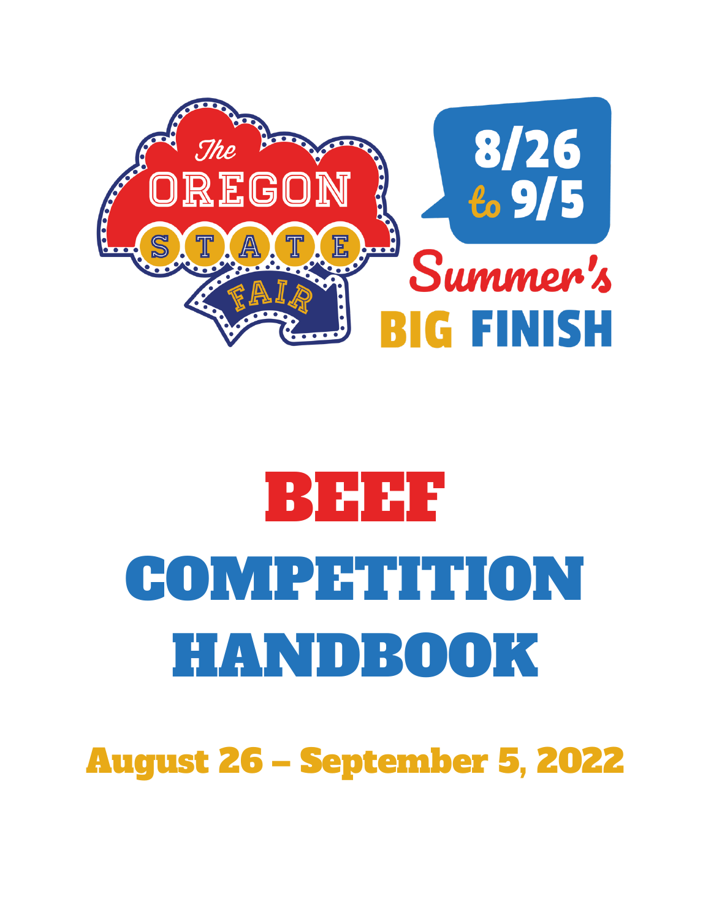The Oregon State Fair

8/26 to 9/5

Summer's BIG FINISH

# BEEF COMPETITION HANDBOOK

## August 26 – September 5, 2022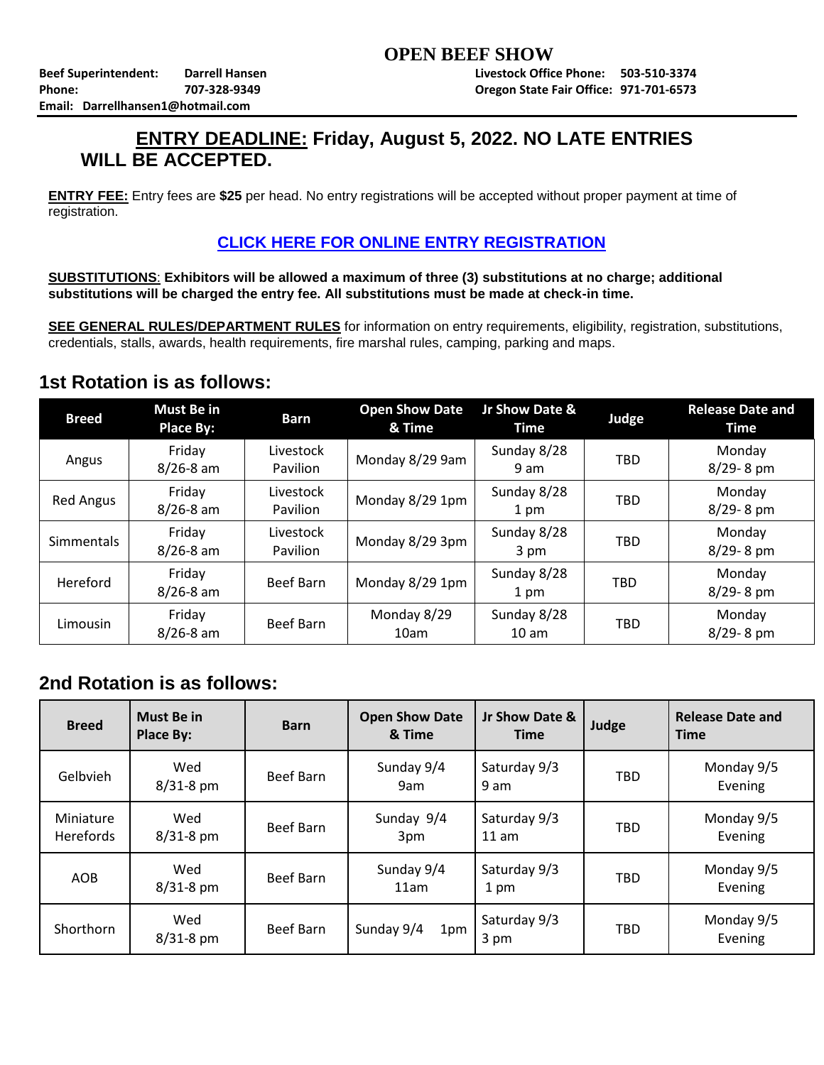# OPEN BEEF SHOW

**Beef Superintendent:** Darrell Hansen
**Phone:** 707-328-9349
**Email:** Darrellhansen1@hotmail.com

**Livestock Office Phone:** 503-510-3374
**Oregon State Fair Office:** 971-701-6573

## ENTRY DEADLINE: Friday, August 5, 2022. NO LATE ENTRIES WILL BE ACCEPTED.

**ENTRY FEE:** Entry fees are **$25** per head. No entry registrations will be accepted without proper payment at time of registration.

**CLICK HERE FOR ONLINE ENTRY REGISTRATION**

**SUBSTITUTIONS: Exhibitors will be allowed a maximum of three (3) substitutions at no charge; additional substitutions will be charged the entry fee. All substitutions must be made at check-in time.**

**SEE GENERAL RULES/DEPARTMENT RULES** for information on entry requirements, eligibility, registration, substitutions, credentials, stalls, awards, health requirements, fire marshal rules, camping, parking and maps.

## 1st Rotation is as follows:

| Breed | Must Be in Place By: | Barn | Open Show Date & Time | Jr Show Date & Time | Judge | Release Date and Time |
|---|---|---|---|---|---|---|
| Angus | Friday 8/26-8 am | Livestock Pavilion | Monday 8/29 9am | Sunday 8/28 9 am | TBD | Monday 8/29- 8 pm |
| Red Angus | Friday 8/26-8 am | Livestock Pavilion | Monday 8/29 1pm | Sunday 8/28 1 pm | TBD | Monday 8/29- 8 pm |
| Simmentals | Friday 8/26-8 am | Livestock Pavilion | Monday 8/29 3pm | Sunday 8/28 3 pm | TBD | Monday 8/29- 8 pm |
| Hereford | Friday 8/26-8 am | Beef Barn | Monday 8/29 1pm | Sunday 8/28 1 pm | TBD | Monday 8/29- 8 pm |
| Limousin | Friday 8/26-8 am | Beef Barn | Monday 8/29 10am | Sunday 8/28 10 am | TBD | Monday 8/29- 8 pm |

## 2nd Rotation is as follows:

| Breed | Must Be in Place By: | Barn | Open Show Date & Time | Jr Show Date & Time | Judge | Release Date and Time |
|---|---|---|---|---|---|---|
| Gelbvieh | Wed 8/31-8 pm | Beef Barn | Sunday 9/4 9am | Saturday 9/3 9 am | TBD | Monday 9/5 Evening |
| Miniature Herefords | Wed 8/31-8 pm | Beef Barn | Sunday 9/4 3pm | Saturday 9/3 11 am | TBD | Monday 9/5 Evening |
| AOB | Wed 8/31-8 pm | Beef Barn | Sunday 9/4 11am | Saturday 9/3 1 pm | TBD | Monday 9/5 Evening |
| Shorthorn | Wed 8/31-8 pm | Beef Barn | Sunday 9/4 1pm | Saturday 9/3 3 pm | TBD | Monday 9/5 Evening |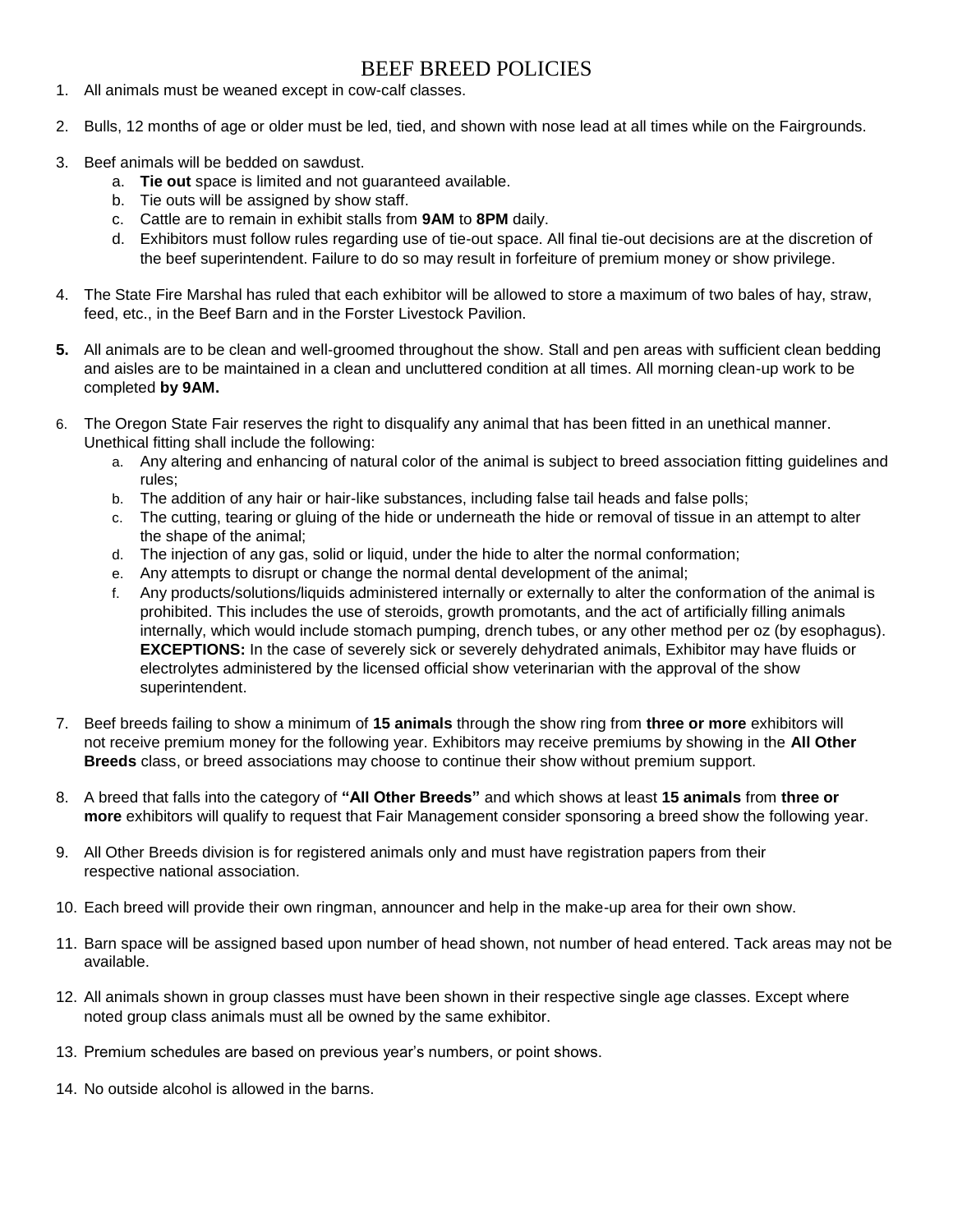# BEEF BREED POLICIES

1. All animals must be weaned except in cow-calf classes.

2. Bulls, 12 months of age or older must be led, tied, and shown with nose lead at all times while on the Fairgrounds.

3. Beef animals will be bedded on sawdust.
   a. **Tie out** space is limited and not guaranteed available.
   b. Tie outs will be assigned by show staff.
   c. Cattle are to remain in exhibit stalls from **9AM** to **8PM** daily.
   d. Exhibitors must follow rules regarding use of tie-out space. All final tie-out decisions are at the discretion of the beef superintendent. Failure to do so may result in forfeiture of premium money or show privilege.

4. The State Fire Marshal has ruled that each exhibitor will be allowed to store a maximum of two bales of hay, straw, feed, etc., in the Beef Barn and in the Forster Livestock Pavilion.

5. All animals are to be clean and well-groomed throughout the show. Stall and pen areas with sufficient clean bedding and aisles are to be maintained in a clean and uncluttered condition at all times. All morning clean-up work to be completed **by 9AM.**

6. The Oregon State Fair reserves the right to disqualify any animal that has been fitted in an unethical manner. Unethical fitting shall include the following:
   a. Any altering and enhancing of natural color of the animal is subject to breed association fitting guidelines and rules;
   b. The addition of any hair or hair-like substances, including false tail heads and false polls;
   c. The cutting, tearing or gluing of the hide or underneath the hide or removal of tissue in an attempt to alter the shape of the animal;
   d. The injection of any gas, solid or liquid, under the hide to alter the normal conformation;
   e. Any attempts to disrupt or change the normal dental development of the animal;
   f. Any products/solutions/liquids administered internally or externally to alter the conformation of the animal is prohibited. This includes the use of steroids, growth promotants, and the act of artificially filling animals internally, which would include stomach pumping, drench tubes, or any other method per oz (by esophagus). **EXCEPTIONS:** In the case of severely sick or severely dehydrated animals, Exhibitor may have fluids or electrolytes administered by the licensed official show veterinarian with the approval of the show superintendent.

7. Beef breeds failing to show a minimum of **15 animals** through the show ring from **three or more** exhibitors will not receive premium money for the following year. Exhibitors may receive premiums by showing in the **All Other Breeds** class, or breed associations may choose to continue their show without premium support.

8. A breed that falls into the category of **"All Other Breeds"** and which shows at least **15 animals** from **three or more** exhibitors will qualify to request that Fair Management consider sponsoring a breed show the following year.

9. All Other Breeds division is for registered animals only and must have registration papers from their respective national association.

10. Each breed will provide their own ringman, announcer and help in the make-up area for their own show.

11. Barn space will be assigned based upon number of head shown, not number of head entered. Tack areas may not be available.

12. All animals shown in group classes must have been shown in their respective single age classes. Except where noted group class animals must all be owned by the same exhibitor.

13. Premium schedules are based on previous year's numbers, or point shows.

14. No outside alcohol is allowed in the barns.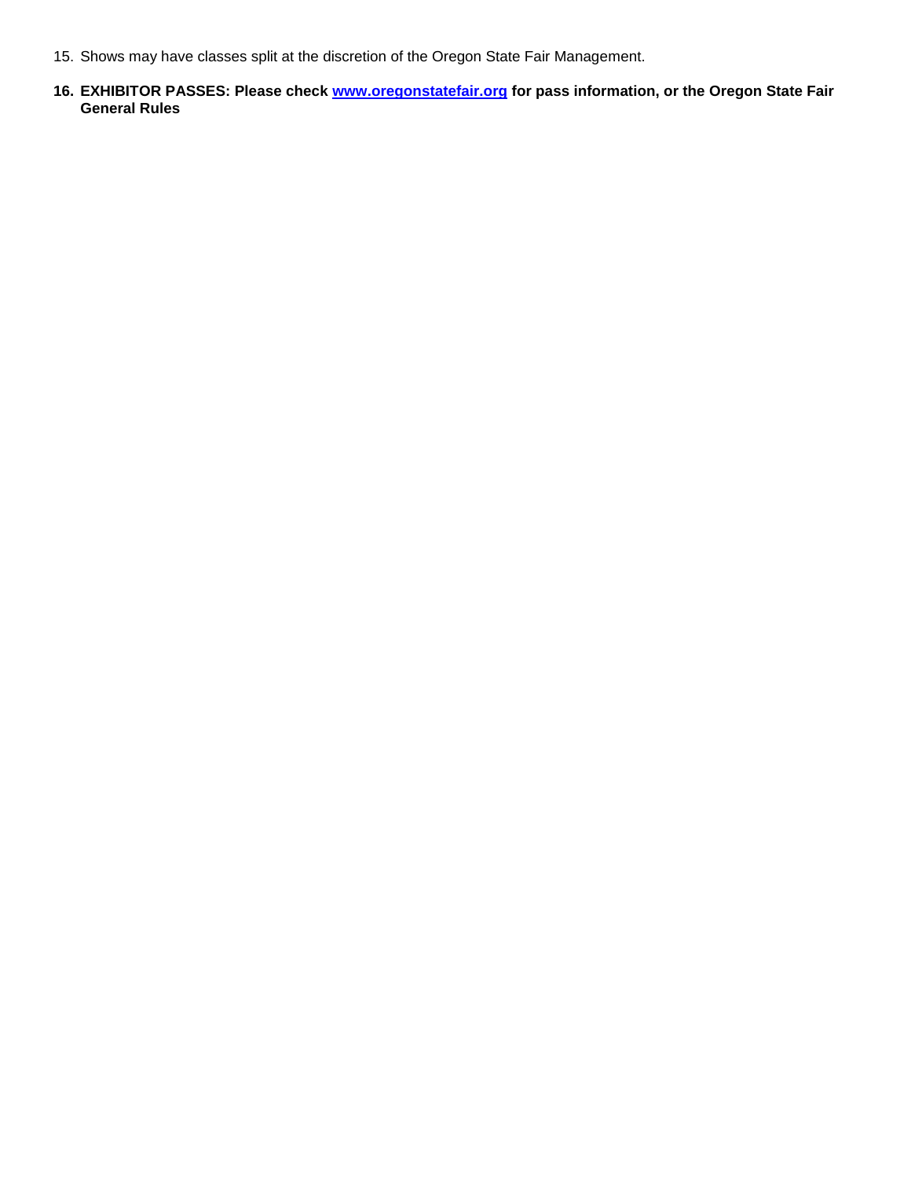15. Shows may have classes split at the discretion of the Oregon State Fair Management.

16. **EXHIBITOR PASSES: Please check [www.oregonstatefair.org](http://www.oregonstatefair.org) for pass information, or the Oregon State Fair General Rules**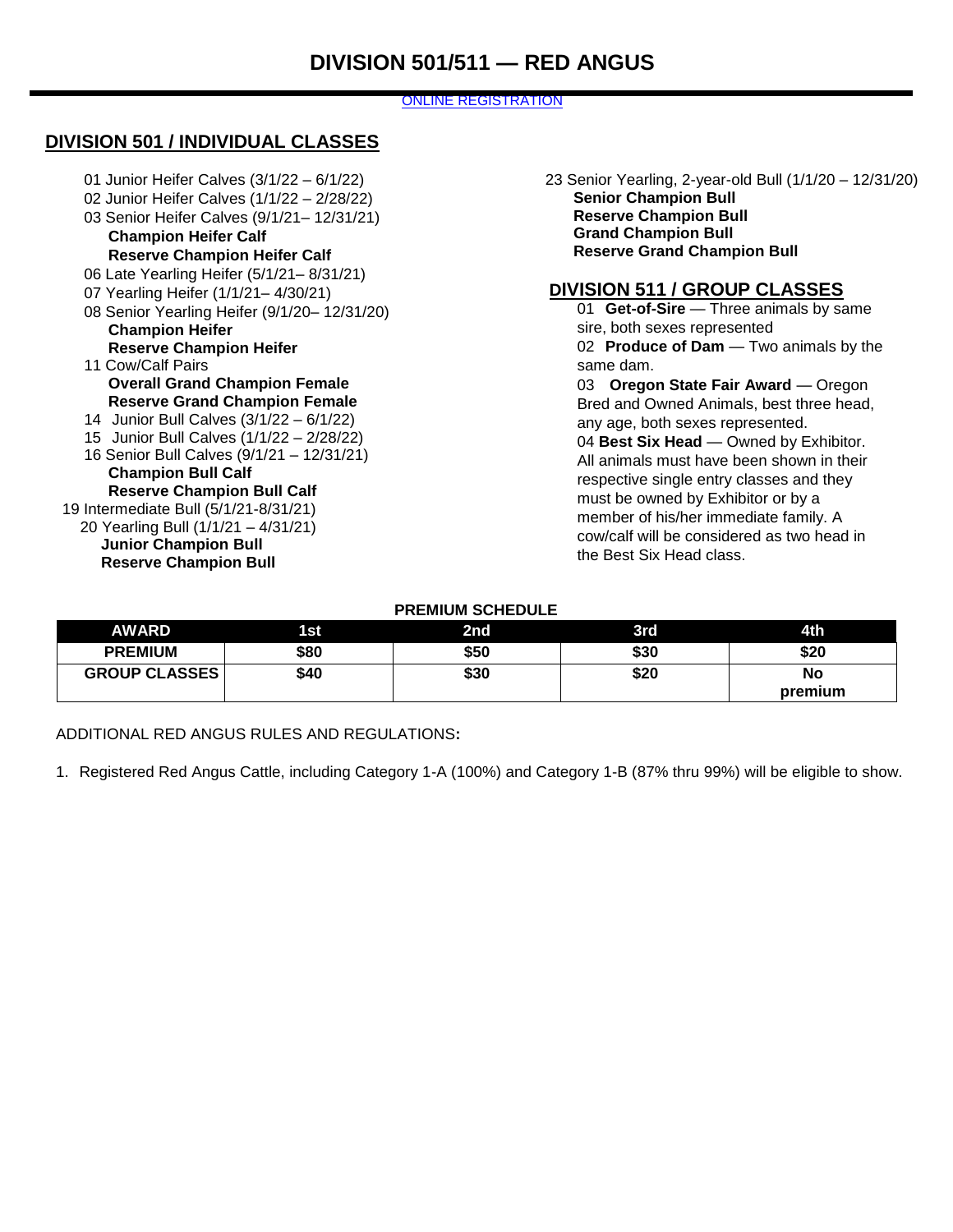# DIVISION 501/511 — RED ANGUS

ONLINE REGISTRATION

## DIVISION 501 / INDIVIDUAL CLASSES

01 Junior Heifer Calves (3/1/22 – 6/1/22)
02 Junior Heifer Calves (1/1/22 – 2/28/22)
03 Senior Heifer Calves (9/1/21– 12/31/21)
**Champion Heifer Calf**
**Reserve Champion Heifer Calf**
06 Late Yearling Heifer (5/1/21– 8/31/21)
07 Yearling Heifer (1/1/21– 4/30/21)
08 Senior Yearling Heifer (9/1/20– 12/31/20)
**Champion Heifer**
**Reserve Champion Heifer**
11 Cow/Calf Pairs
**Overall Grand Champion Female**
**Reserve Grand Champion Female**
14 Junior Bull Calves (3/1/22 – 6/1/22)
15 Junior Bull Calves (1/1/22 – 2/28/22)
16 Senior Bull Calves (9/1/21 – 12/31/21)
**Champion Bull Calf**
**Reserve Champion Bull Calf**
19 Intermediate Bull (5/1/21-8/31/21)
20 Yearling Bull (1/1/21 – 4/31/21)
**Junior Champion Bull**
**Reserve Champion Bull**
23 Senior Yearling, 2-year-old Bull (1/1/20 – 12/31/20)
**Senior Champion Bull**
**Reserve Champion Bull**
**Grand Champion Bull**
**Reserve Grand Champion Bull**

## DIVISION 511 / GROUP CLASSES

01 **Get-of-Sire** — Three animals by same sire, both sexes represented

02 **Produce of Dam** — Two animals by the same dam.

03 **Oregon State Fair Award** — Oregon Bred and Owned Animals, best three head, any age, both sexes represented.

04 **Best Six Head** — Owned by Exhibitor. All animals must have been shown in their respective single entry classes and they must be owned by Exhibitor or by a member of his/her immediate family. A cow/calf will be considered as two head in the Best Six Head class.

**PREMIUM SCHEDULE**

| AWARD | 1st | 2nd | 3rd | 4th |
|---|---|---|---|---|
| PREMIUM | $80 | $50 | $30 | $20 |
| GROUP CLASSES | $40 | $30 | $20 | No premium |

ADDITIONAL RED ANGUS RULES AND REGULATIONS:

1. Registered Red Angus Cattle, including Category 1-A (100%) and Category 1-B (87% thru 99%) will be eligible to show.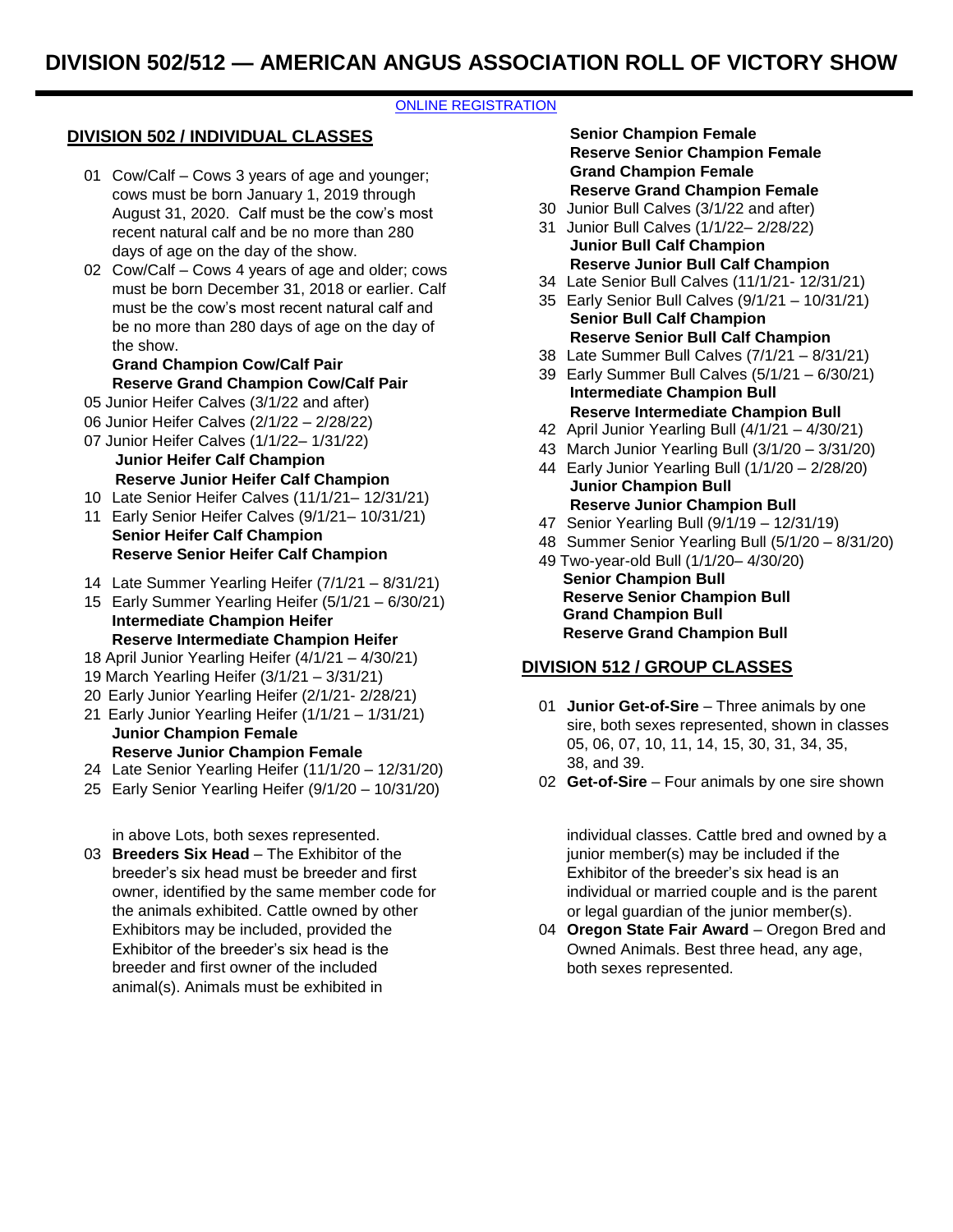# DIVISION 502/512 — AMERICAN ANGUS ASSOCIATION ROLL OF VICTORY SHOW

ONLINE REGISTRATION

## DIVISION 502 / INDIVIDUAL CLASSES

01 Cow/Calf – Cows 3 years of age and younger; cows must be born January 1, 2019 through August 31, 2020. Calf must be the cow's most recent natural calf and be no more than 280 days of age on the day of the show.

02 Cow/Calf – Cows 4 years of age and older; cows must be born December 31, 2018 or earlier. Calf must be the cow's most recent natural calf and be no more than 280 days of age on the day of the show.

**Grand Champion Cow/Calf Pair**
**Reserve Grand Champion Cow/Calf Pair**

05 Junior Heifer Calves (3/1/22 and after)
06 Junior Heifer Calves (2/1/22 – 2/28/22)
07 Junior Heifer Calves (1/1/22– 1/31/22)

**Junior Heifer Calf Champion**
**Reserve Junior Heifer Calf Champion**

10 Late Senior Heifer Calves (11/1/21– 12/31/21)
11 Early Senior Heifer Calves (9/1/21– 10/31/21)

**Senior Heifer Calf Champion**
**Reserve Senior Heifer Calf Champion**

14 Late Summer Yearling Heifer (7/1/21 – 8/31/21)
15 Early Summer Yearling Heifer (5/1/21 – 6/30/21)

**Intermediate Champion Heifer**
**Reserve Intermediate Champion Heifer**

18 April Junior Yearling Heifer (4/1/21 – 4/30/21)
19 March Yearling Heifer (3/1/21 – 3/31/21)
20 Early Junior Yearling Heifer (2/1/21- 2/28/21)
21 Early Junior Yearling Heifer (1/1/21 – 1/31/21)

**Junior Champion Female**
**Reserve Junior Champion Female**

24 Late Senior Yearling Heifer (11/1/20 – 12/31/20)
25 Early Senior Yearling Heifer (9/1/20 – 10/31/20)

**Senior Champion Female**
**Reserve Senior Champion Female**
**Grand Champion Female**
**Reserve Grand Champion Female**

30 Junior Bull Calves (3/1/22 and after)
31 Junior Bull Calves (1/1/22– 2/28/22)

**Junior Bull Calf Champion**
**Reserve Junior Bull Calf Champion**

34 Late Senior Bull Calves (11/1/21- 12/31/21)
35 Early Senior Bull Calves (9/1/21 – 10/31/21)

**Senior Bull Calf Champion**
**Reserve Senior Bull Calf Champion**

38 Late Summer Bull Calves (7/1/21 – 8/31/21)
39 Early Summer Bull Calves (5/1/21 – 6/30/21)

**Intermediate Champion Bull**
**Reserve Intermediate Champion Bull**

42 April Junior Yearling Bull (4/1/21 – 4/30/21)
43 March Junior Yearling Bull (3/1/20 – 3/31/20)
44 Early Junior Yearling Bull (1/1/20 – 2/28/20)

**Junior Champion Bull**
**Reserve Junior Champion Bull**

47 Senior Yearling Bull (9/1/19 – 12/31/19)
48 Summer Senior Yearling Bull (5/1/20 – 8/31/20)
49 Two-year-old Bull (1/1/20– 4/30/20)

**Senior Champion Bull**
**Reserve Senior Champion Bull**
**Grand Champion Bull**
**Reserve Grand Champion Bull**

## DIVISION 512 / GROUP CLASSES

01 **Junior Get-of-Sire** – Three animals by one sire, both sexes represented, shown in classes 05, 06, 07, 10, 11, 14, 15, 30, 31, 34, 35, 38, and 39.

02 **Get-of-Sire** – Four animals by one sire shown in above Lots, both sexes represented.

03 **Breeders Six Head** – The Exhibitor of the breeder's six head must be breeder and first owner, identified by the same member code for the animals exhibited. Cattle owned by other Exhibitors may be included, provided the Exhibitor of the breeder's six head is the breeder and first owner of the included animal(s). Animals must be exhibited in individual classes. Cattle bred and owned by a junior member(s) may be included if the Exhibitor of the breeder's six head is an individual or married couple and is the parent or legal guardian of the junior member(s).

04 **Oregon State Fair Award** – Oregon Bred and Owned Animals. Best three head, any age, both sexes represented.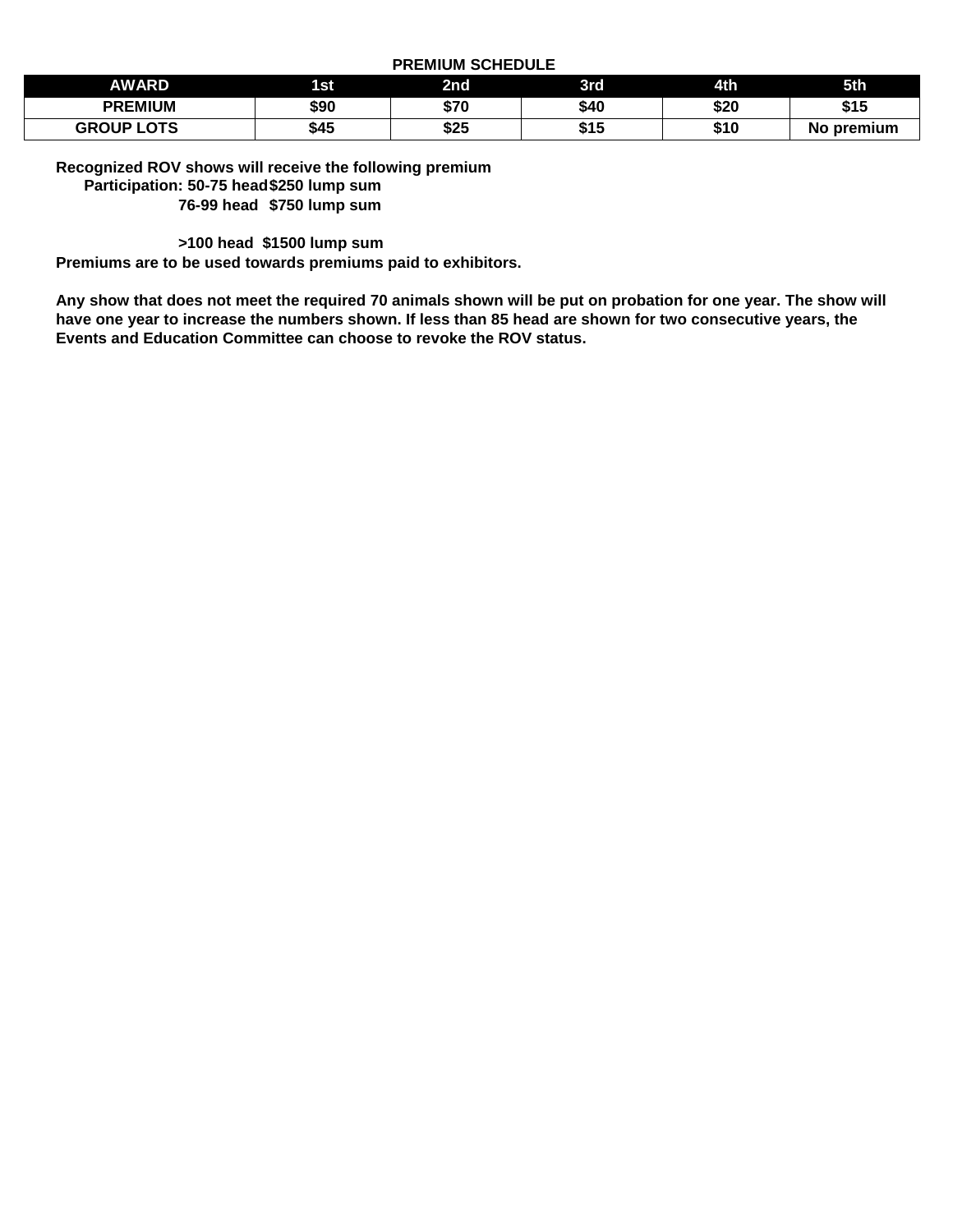**PREMIUM SCHEDULE**

| AWARD | 1st | 2nd | 3rd | 4th | 5th |
|---|---|---|---|---|---|
| PREMIUM | $90 | $70 | $40 | $20 | $15 |
| GROUP LOTS | $45 | $25 | $15 | $10 | No premium |

**Recognized ROV shows will receive the following premium**

**Participation: 50-75 head $250 lump sum**

**76-99 head $750 lump sum**

**>100 head $1500 lump sum**

**Premiums are to be used towards premiums paid to exhibitors.**

**Any show that does not meet the required 70 animals shown will be put on probation for one year. The show will have one year to increase the numbers shown. If less than 85 head are shown for two consecutive years, the Events and Education Committee can choose to revoke the ROV status.**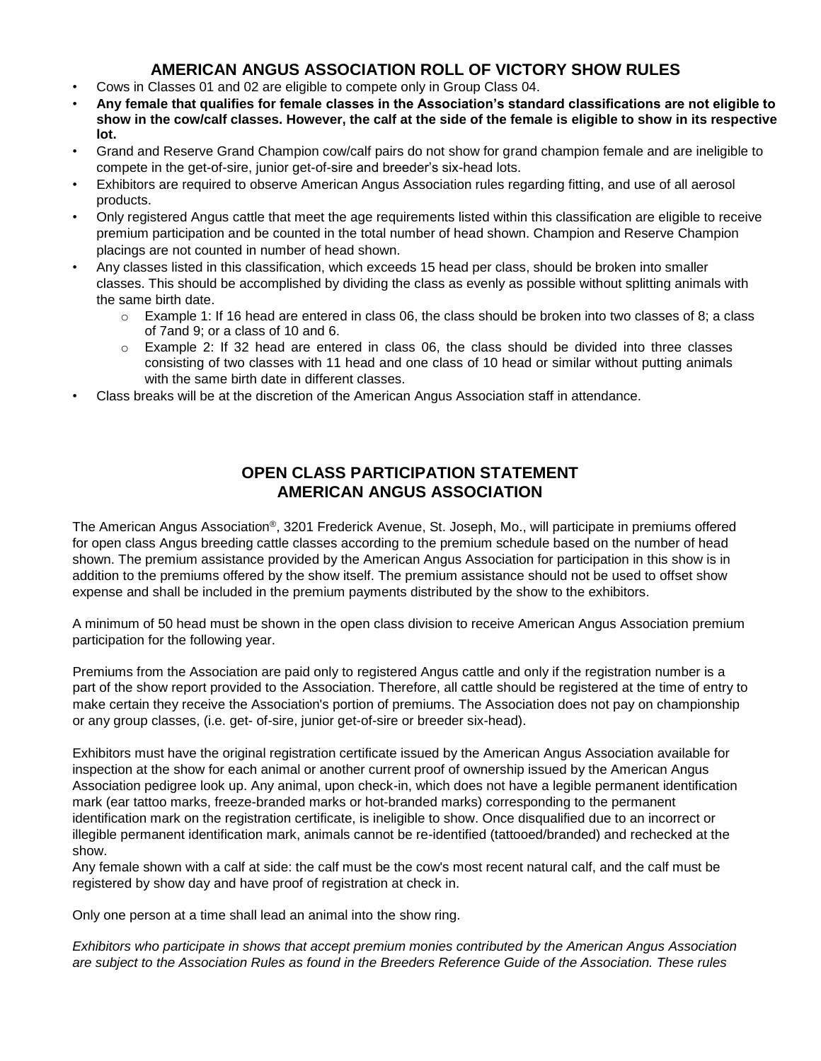## AMERICAN ANGUS ASSOCIATION ROLL OF VICTORY SHOW RULES

- Cows in Classes 01 and 02 are eligible to compete only in Group Class 04.
- **Any female that qualifies for female classes in the Association's standard classifications are not eligible to show in the cow/calf classes. However, the calf at the side of the female is eligible to show in its respective lot.**
- Grand and Reserve Grand Champion cow/calf pairs do not show for grand champion female and are ineligible to compete in the get-of-sire, junior get-of-sire and breeder's six-head lots.
- Exhibitors are required to observe American Angus Association rules regarding fitting, and use of all aerosol products.
- Only registered Angus cattle that meet the age requirements listed within this classification are eligible to receive premium participation and be counted in the total number of head shown. Champion and Reserve Champion placings are not counted in number of head shown.
- Any classes listed in this classification, which exceeds 15 head per class, should be broken into smaller classes. This should be accomplished by dividing the class as evenly as possible without splitting animals with the same birth date.
  - Example 1: If 16 head are entered in class 06, the class should be broken into two classes of 8; a class of 7and 9; or a class of 10 and 6.
  - Example 2: If 32 head are entered in class 06, the class should be divided into three classes consisting of two classes with 11 head and one class of 10 head or similar without putting animals with the same birth date in different classes.
- Class breaks will be at the discretion of the American Angus Association staff in attendance.

## OPEN CLASS PARTICIPATION STATEMENT
## AMERICAN ANGUS ASSOCIATION

The American Angus Association®, 3201 Frederick Avenue, St. Joseph, Mo., will participate in premiums offered for open class Angus breeding cattle classes according to the premium schedule based on the number of head shown. The premium assistance provided by the American Angus Association for participation in this show is in addition to the premiums offered by the show itself. The premium assistance should not be used to offset show expense and shall be included in the premium payments distributed by the show to the exhibitors.

A minimum of 50 head must be shown in the open class division to receive American Angus Association premium participation for the following year.

Premiums from the Association are paid only to registered Angus cattle and only if the registration number is a part of the show report provided to the Association. Therefore, all cattle should be registered at the time of entry to make certain they receive the Association's portion of premiums. The Association does not pay on championship or any group classes, (i.e. get- of-sire, junior get-of-sire or breeder six-head).

Exhibitors must have the original registration certificate issued by the American Angus Association available for inspection at the show for each animal or another current proof of ownership issued by the American Angus Association pedigree look up. Any animal, upon check-in, which does not have a legible permanent identification mark (ear tattoo marks, freeze-branded marks or hot-branded marks) corresponding to the permanent identification mark on the registration certificate, is ineligible to show. Once disqualified due to an incorrect or illegible permanent identification mark, animals cannot be re-identified (tattooed/branded) and rechecked at the show.
Any female shown with a calf at side: the calf must be the cow's most recent natural calf, and the calf must be registered by show day and have proof of registration at check in.

Only one person at a time shall lead an animal into the show ring.

*Exhibitors who participate in shows that accept premium monies contributed by the American Angus Association are subject to the Association Rules as found in the Breeders Reference Guide of the Association. These rules*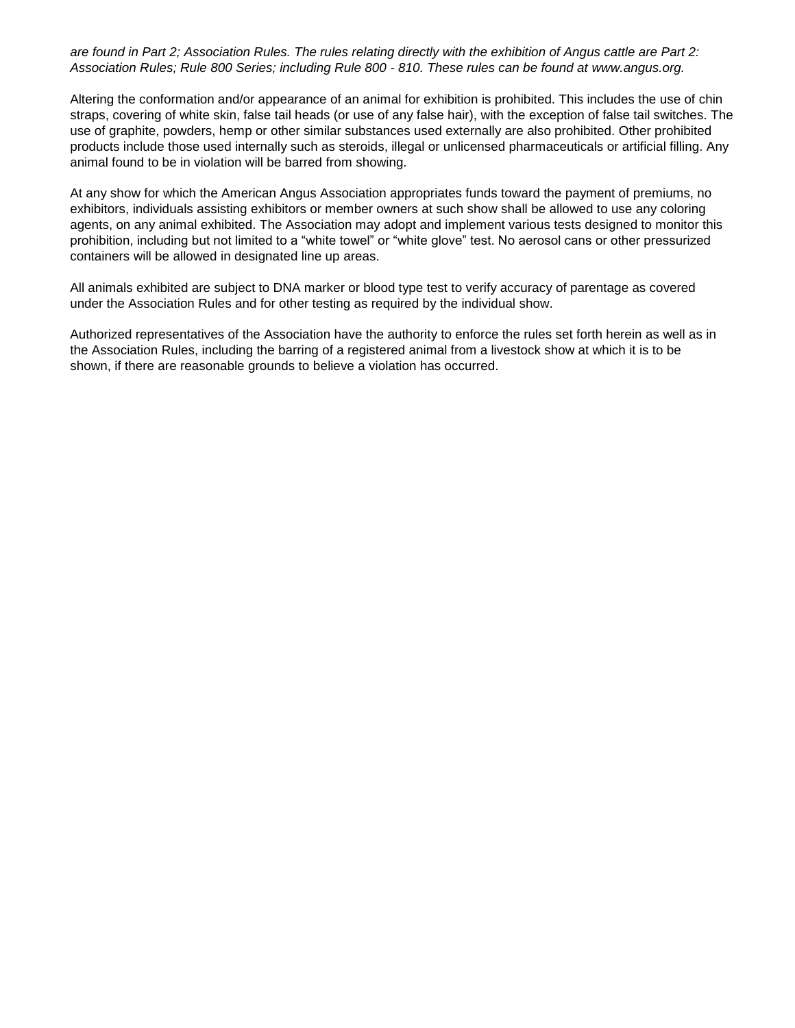*are found in Part 2; Association Rules. The rules relating directly with the exhibition of Angus cattle are Part 2: Association Rules; Rule 800 Series; including Rule 800 - 810. These rules can be found at www.angus.org.*

Altering the conformation and/or appearance of an animal for exhibition is prohibited. This includes the use of chin straps, covering of white skin, false tail heads (or use of any false hair), with the exception of false tail switches. The use of graphite, powders, hemp or other similar substances used externally are also prohibited. Other prohibited products include those used internally such as steroids, illegal or unlicensed pharmaceuticals or artificial filling. Any animal found to be in violation will be barred from showing.

At any show for which the American Angus Association appropriates funds toward the payment of premiums, no exhibitors, individuals assisting exhibitors or member owners at such show shall be allowed to use any coloring agents, on any animal exhibited. The Association may adopt and implement various tests designed to monitor this prohibition, including but not limited to a “white towel” or “white glove” test. No aerosol cans or other pressurized containers will be allowed in designated line up areas.

All animals exhibited are subject to DNA marker or blood type test to verify accuracy of parentage as covered under the Association Rules and for other testing as required by the individual show.

Authorized representatives of the Association have the authority to enforce the rules set forth herein as well as in the Association Rules, including the barring of a registered animal from a livestock show at which it is to be shown, if there are reasonable grounds to believe a violation has occurred.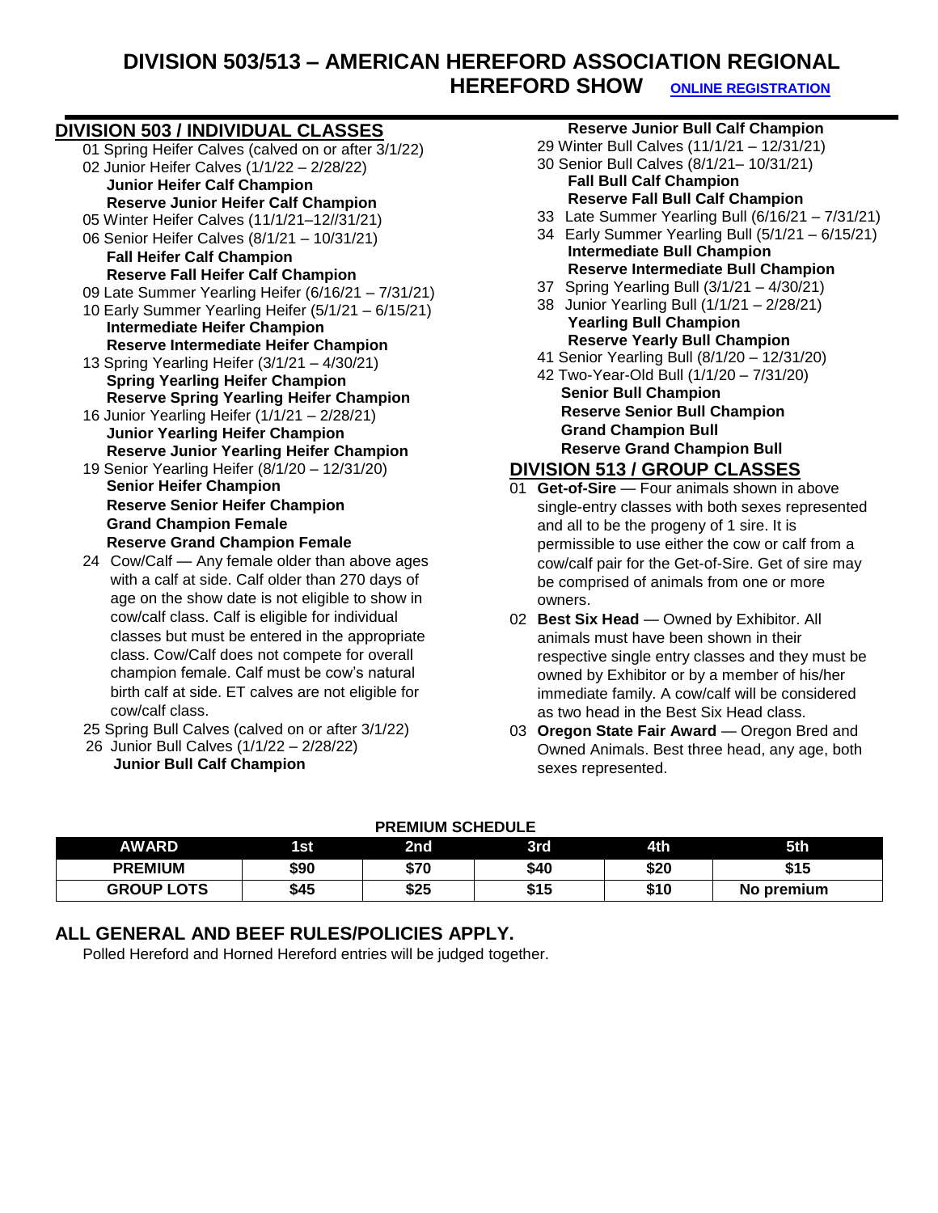# DIVISION 503/513 – AMERICAN HEREFORD ASSOCIATION REGIONAL HEREFORD SHOW

ONLINE REGISTRATION

## DIVISION 503 / INDIVIDUAL CLASSES

01 Spring Heifer Calves (calved on or after 3/1/22)
02 Junior Heifer Calves (1/1/22 – 2/28/22)
**Junior Heifer Calf Champion**
**Reserve Junior Heifer Calf Champion**
05 Winter Heifer Calves (11/1/21–12//31/21)
06 Senior Heifer Calves (8/1/21 – 10/31/21)
**Fall Heifer Calf Champion**
**Reserve Fall Heifer Calf Champion**
09 Late Summer Yearling Heifer (6/16/21 – 7/31/21)
10 Early Summer Yearling Heifer (5/1/21 – 6/15/21)
**Intermediate Heifer Champion**
**Reserve Intermediate Heifer Champion**
13 Spring Yearling Heifer (3/1/21 – 4/30/21)
**Spring Yearling Heifer Champion**
**Reserve Spring Yearling Heifer Champion**
16 Junior Yearling Heifer (1/1/21 – 2/28/21)
**Junior Yearling Heifer Champion**
**Reserve Junior Yearling Heifer Champion**
19 Senior Yearling Heifer (8/1/20 – 12/31/20)
**Senior Heifer Champion**
**Reserve Senior Heifer Champion**
**Grand Champion Female**
**Reserve Grand Champion Female**
24 Cow/Calf — Any female older than above ages with a calf at side. Calf older than 270 days of age on the show date is not eligible to show in cow/calf class. Calf is eligible for individual classes but must be entered in the appropriate class. Cow/Calf does not compete for overall champion female. Calf must be cow's natural birth calf at side. ET calves are not eligible for cow/calf class.
25 Spring Bull Calves (calved on or after 3/1/22)
26 Junior Bull Calves (1/1/22 – 2/28/22)
**Junior Bull Calf Champion**
**Reserve Junior Bull Calf Champion**
29 Winter Bull Calves (11/1/21 – 12/31/21)
30 Senior Bull Calves (8/1/21– 10/31/21)
**Fall Bull Calf Champion**
**Reserve Fall Bull Calf Champion**
33 Late Summer Yearling Bull (6/16/21 – 7/31/21)
34 Early Summer Yearling Bull (5/1/21 – 6/15/21)
**Intermediate Bull Champion**
**Reserve Intermediate Bull Champion**
37 Spring Yearling Bull (3/1/21 – 4/30/21)
38 Junior Yearling Bull (1/1/21 – 2/28/21)
**Yearling Bull Champion**
**Reserve Yearly Bull Champion**
41 Senior Yearling Bull (8/1/20 – 12/31/20)
42 Two-Year-Old Bull (1/1/20 – 7/31/20)
**Senior Bull Champion**
**Reserve Senior Bull Champion**
**Grand Champion Bull**
**Reserve Grand Champion Bull**

## DIVISION 513 / GROUP CLASSES

01 **Get-of-Sire** — Four animals shown in above single-entry classes with both sexes represented and all to be the progeny of 1 sire. It is permissible to use either the cow or calf from a cow/calf pair for the Get-of-Sire. Get of sire may be comprised of animals from one or more owners.
02 **Best Six Head** — Owned by Exhibitor. All animals must have been shown in their respective single entry classes and they must be owned by Exhibitor or by a member of his/her immediate family. A cow/calf will be considered as two head in the Best Six Head class.
03 **Oregon State Fair Award** — Oregon Bred and Owned Animals. Best three head, any age, both sexes represented.

**PREMIUM SCHEDULE**

| AWARD | 1st | 2nd | 3rd | 4th | 5th |
|---|---|---|---|---|---|
| PREMIUM | $90 | $70 | $40 | $20 | $15 |
| GROUP LOTS | $45 | $25 | $15 | $10 | No premium |

## ALL GENERAL AND BEEF RULES/POLICIES APPLY.

Polled Hereford and Horned Hereford entries will be judged together.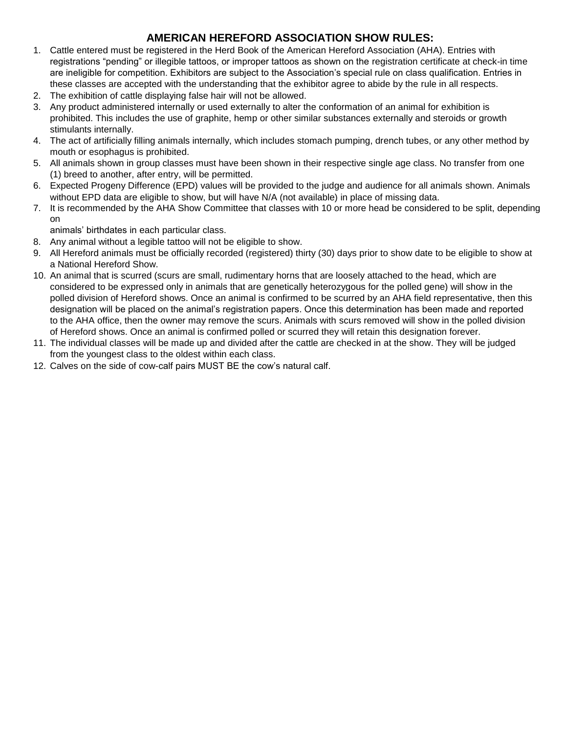## AMERICAN HEREFORD ASSOCIATION SHOW RULES:

1. Cattle entered must be registered in the Herd Book of the American Hereford Association (AHA). Entries with registrations "pending" or illegible tattoos, or improper tattoos as shown on the registration certificate at check-in time are ineligible for competition. Exhibitors are subject to the Association's special rule on class qualification. Entries in these classes are accepted with the understanding that the exhibitor agree to abide by the rule in all respects.
2. The exhibition of cattle displaying false hair will not be allowed.
3. Any product administered internally or used externally to alter the conformation of an animal for exhibition is prohibited. This includes the use of graphite, hemp or other similar substances externally and steroids or growth stimulants internally.
4. The act of artificially filling animals internally, which includes stomach pumping, drench tubes, or any other method by mouth or esophagus is prohibited.
5. All animals shown in group classes must have been shown in their respective single age class. No transfer from one (1) breed to another, after entry, will be permitted.
6. Expected Progeny Difference (EPD) values will be provided to the judge and audience for all animals shown. Animals without EPD data are eligible to show, but will have N/A (not available) in place of missing data.
7. It is recommended by the AHA Show Committee that classes with 10 or more head be considered to be split, depending on animals' birthdates in each particular class.
8. Any animal without a legible tattoo will not be eligible to show.
9. All Hereford animals must be officially recorded (registered) thirty (30) days prior to show date to be eligible to show at a National Hereford Show.
10. An animal that is scurred (scurs are small, rudimentary horns that are loosely attached to the head, which are considered to be expressed only in animals that are genetically heterozygous for the polled gene) will show in the polled division of Hereford shows. Once an animal is confirmed to be scurred by an AHA field representative, then this designation will be placed on the animal's registration papers. Once this determination has been made and reported to the AHA office, then the owner may remove the scurs. Animals with scurs removed will show in the polled division of Hereford shows. Once an animal is confirmed polled or scurred they will retain this designation forever.
11. The individual classes will be made up and divided after the cattle are checked in at the show. They will be judged from the youngest class to the oldest within each class.
12. Calves on the side of cow-calf pairs MUST BE the cow's natural calf.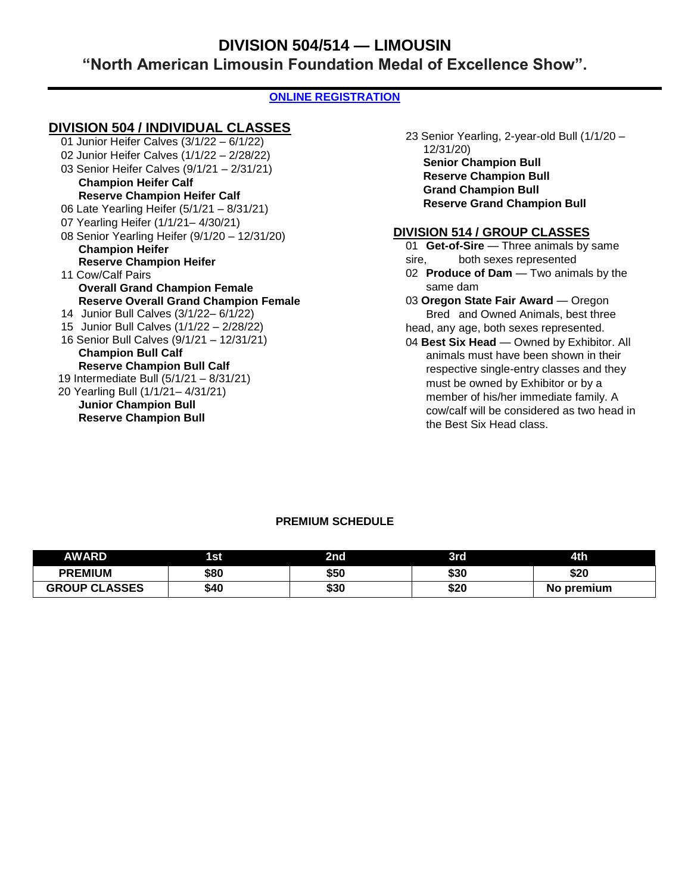# DIVISION 504/514 — LIMOUSIN

## "North American Limousin Foundation Medal of Excellence Show".

**ONLINE REGISTRATION**

## DIVISION 504 / INDIVIDUAL CLASSES

01 Junior Heifer Calves (3/1/22 – 6/1/22)
02 Junior Heifer Calves (1/1/22 – 2/28/22)
03 Senior Heifer Calves (9/1/21 – 2/31/21)
**Champion Heifer Calf**
**Reserve Champion Heifer Calf**
06 Late Yearling Heifer (5/1/21 – 8/31/21)
07 Yearling Heifer (1/1/21– 4/30/21)
08 Senior Yearling Heifer (9/1/20 – 12/31/20)
**Champion Heifer**
**Reserve Champion Heifer**
11 Cow/Calf Pairs
**Overall Grand Champion Female**
**Reserve Overall Grand Champion Female**
14 Junior Bull Calves (3/1/22– 6/1/22)
15 Junior Bull Calves (1/1/22 – 2/28/22)
16 Senior Bull Calves (9/1/21 – 12/31/21)
**Champion Bull Calf**
**Reserve Champion Bull Calf**
19 Intermediate Bull (5/1/21 – 8/31/21)
20 Yearling Bull (1/1/21– 4/31/21)
**Junior Champion Bull**
**Reserve Champion Bull**
23 Senior Yearling, 2-year-old Bull (1/1/20 – 12/31/20)
**Senior Champion Bull**
**Reserve Champion Bull**
**Grand Champion Bull**
**Reserve Grand Champion Bull**

## DIVISION 514 / GROUP CLASSES

01 **Get-of-Sire** — Three animals by same sire, both sexes represented
02 **Produce of Dam** — Two animals by the same dam
03 **Oregon State Fair Award** — Oregon Bred and Owned Animals, best three head, any age, both sexes represented.
04 **Best Six Head** — Owned by Exhibitor. All animals must have been shown in their respective single-entry classes and they must be owned by Exhibitor or by a member of his/her immediate family. A cow/calf will be considered as two head in the Best Six Head class.

**PREMIUM SCHEDULE**

| AWARD | 1st | 2nd | 3rd | 4th |
|---|---|---|---|---|
| PREMIUM | $80 | $50 | $30 | $20 |
| GROUP CLASSES | $40 | $30 | $20 | No premium |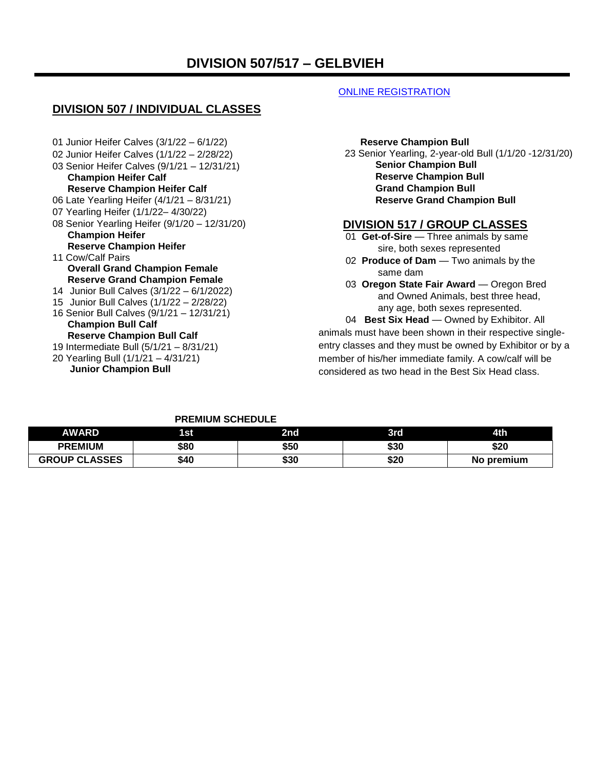# DIVISION 507/517 – GELBVIEH

ONLINE REGISTRATION

## DIVISION 507 / INDIVIDUAL CLASSES

01 Junior Heifer Calves (3/1/22 – 6/1/22)
02 Junior Heifer Calves (1/1/22 – 2/28/22)
03 Senior Heifer Calves (9/1/21 – 12/31/21)
**Champion Heifer Calf**
**Reserve Champion Heifer Calf**
06 Late Yearling Heifer (4/1/21 – 8/31/21)
07 Yearling Heifer (1/1/22– 4/30/22)
08 Senior Yearling Heifer (9/1/20 – 12/31/20)
**Champion Heifer**
**Reserve Champion Heifer**
11 Cow/Calf Pairs
**Overall Grand Champion Female**
**Reserve Grand Champion Female**
14 Junior Bull Calves (3/1/22 – 6/1/2022)
15 Junior Bull Calves (1/1/22 – 2/28/22)
16 Senior Bull Calves (9/1/21 – 12/31/21)
**Champion Bull Calf**
**Reserve Champion Bull Calf**
19 Intermediate Bull (5/1/21 – 8/31/21)
20 Yearling Bull (1/1/21 – 4/31/21)
**Junior Champion Bull**
**Reserve Champion Bull**
23 Senior Yearling, 2-year-old Bull (1/1/20 -12/31/20)
**Senior Champion Bull**
**Reserve Champion Bull**
**Grand Champion Bull**
**Reserve Grand Champion Bull**

## DIVISION 517 / GROUP CLASSES

01 **Get-of-Sire** — Three animals by same sire, both sexes represented
02 **Produce of Dam** — Two animals by the same dam
03 **Oregon State Fair Award** — Oregon Bred and Owned Animals, best three head, any age, both sexes represented.
04 **Best Six Head** — Owned by Exhibitor. All animals must have been shown in their respective single-entry classes and they must be owned by Exhibitor or by a member of his/her immediate family. A cow/calf will be considered as two head in the Best Six Head class.

**PREMIUM SCHEDULE**

| AWARD | 1st | 2nd | 3rd | 4th |
|---|---|---|---|---|
| PREMIUM | $80 | $50 | $30 | $20 |
| GROUP CLASSES | $40 | $30 | $20 | No premium |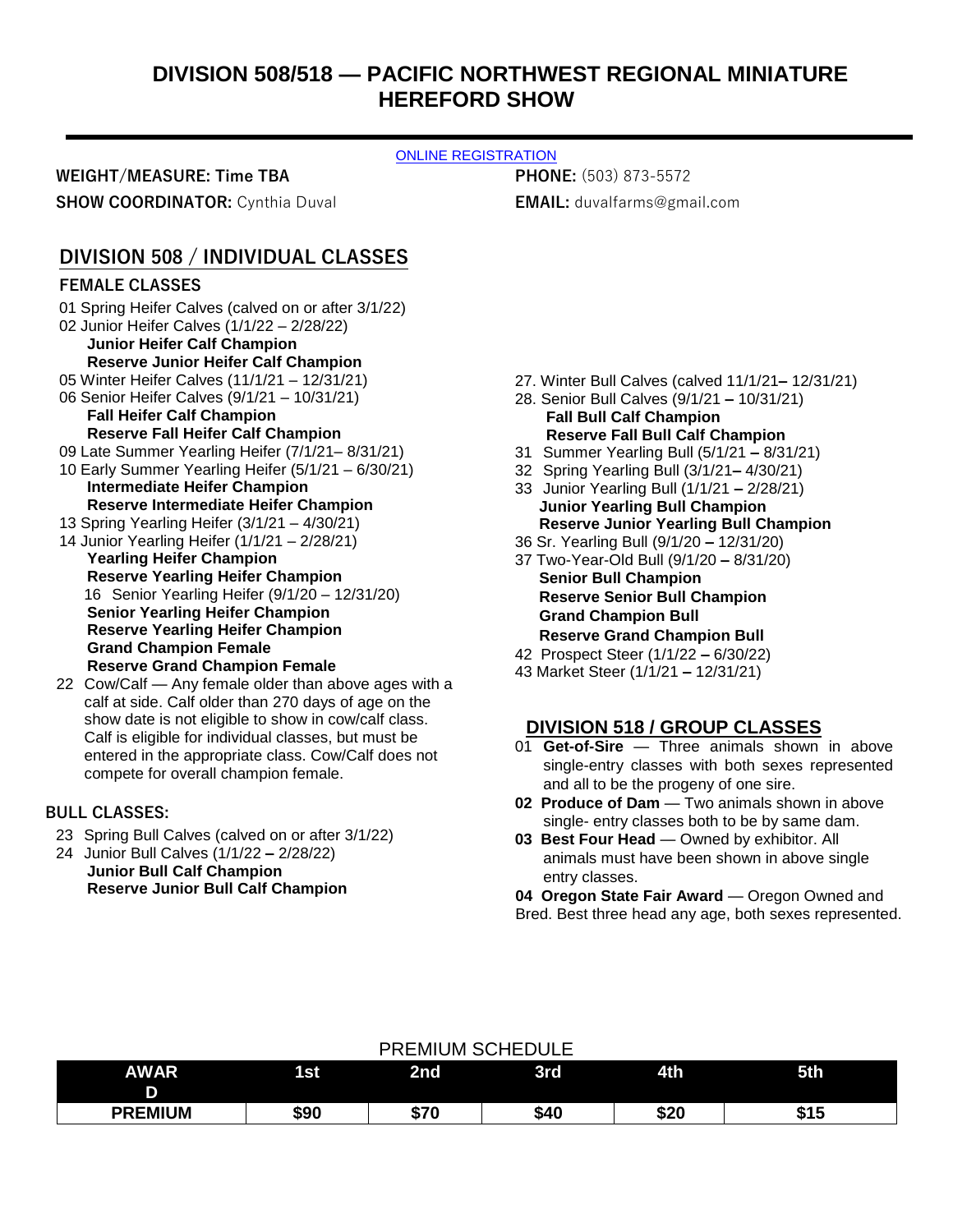# DIVISION 508/518 — PACIFIC NORTHWEST REGIONAL MINIATURE HEREFORD SHOW

ONLINE REGISTRATION

**WEIGHT/MEASURE:** Time TBA

**SHOW COORDINATOR:** Cynthia Duval

**PHONE:** (503) 873-5572

**EMAIL:** duvalfarms@gmail.com

## DIVISION 508 / INDIVIDUAL CLASSES

### FEMALE CLASSES

01 Spring Heifer Calves (calved on or after 3/1/22)
02 Junior Heifer Calves (1/1/22 – 2/28/22)
**Junior Heifer Calf Champion**
**Reserve Junior Heifer Calf Champion**
05 Winter Heifer Calves (11/1/21 – 12/31/21)
06 Senior Heifer Calves (9/1/21 – 10/31/21)
**Fall Heifer Calf Champion**
**Reserve Fall Heifer Calf Champion**
09 Late Summer Yearling Heifer (7/1/21– 8/31/21)
10 Early Summer Yearling Heifer (5/1/21 – 6/30/21)
**Intermediate Heifer Champion**
**Reserve Intermediate Heifer Champion**
13 Spring Yearling Heifer (3/1/21 – 4/30/21)
14 Junior Yearling Heifer (1/1/21 – 2/28/21)
**Yearling Heifer Champion**
**Reserve Yearling Heifer Champion**
16 Senior Yearling Heifer (9/1/20 – 12/31/20)
**Senior Yearling Heifer Champion**
**Reserve Yearling Heifer Champion**
**Grand Champion Female**
**Reserve Grand Champion Female**
22 Cow/Calf — Any female older than above ages with a calf at side. Calf older than 270 days of age on the show date is not eligible to show in cow/calf class. Calf is eligible for individual classes, but must be entered in the appropriate class. Cow/Calf does not compete for overall champion female.

### BULL CLASSES:

23 Spring Bull Calves (calved on or after 3/1/22)
24 Junior Bull Calves (1/1/22 – 2/28/22)
**Junior Bull Calf Champion**
**Reserve Junior Bull Calf Champion**
27. Winter Bull Calves (calved 11/1/21– 12/31/21)
28. Senior Bull Calves (9/1/21 – 10/31/21)
**Fall Bull Calf Champion**
**Reserve Fall Bull Calf Champion**
31 Summer Yearling Bull (5/1/21 – 8/31/21)
32 Spring Yearling Bull (3/1/21– 4/30/21)
33 Junior Yearling Bull (1/1/21 – 2/28/21)
**Junior Yearling Bull Champion**
**Reserve Junior Yearling Bull Champion**
36 Sr. Yearling Bull (9/1/20 – 12/31/20)
37 Two-Year-Old Bull (9/1/20 – 8/31/20)
**Senior Bull Champion**
**Reserve Senior Bull Champion**
**Grand Champion Bull**
**Reserve Grand Champion Bull**
42 Prospect Steer (1/1/22 – 6/30/22)
43 Market Steer (1/1/21 – 12/31/21)

## DIVISION 518 / GROUP CLASSES

01 **Get-of-Sire** — Three animals shown in above single-entry classes with both sexes represented and all to be the progeny of one sire.
**02 Produce of Dam** — Two animals shown in above single- entry classes both to be by same dam.
**03 Best Four Head** — Owned by exhibitor. All animals must have been shown in above single entry classes.
**04 Oregon State Fair Award** — Oregon Owned and Bred. Best three head any age, both sexes represented.

PREMIUM SCHEDULE

| AWARD | 1st | 2nd | 3rd | 4th | 5th |
|---|---|---|---|---|---|
| PREMIUM | $90 | $70 | $40 | $20 | $15 |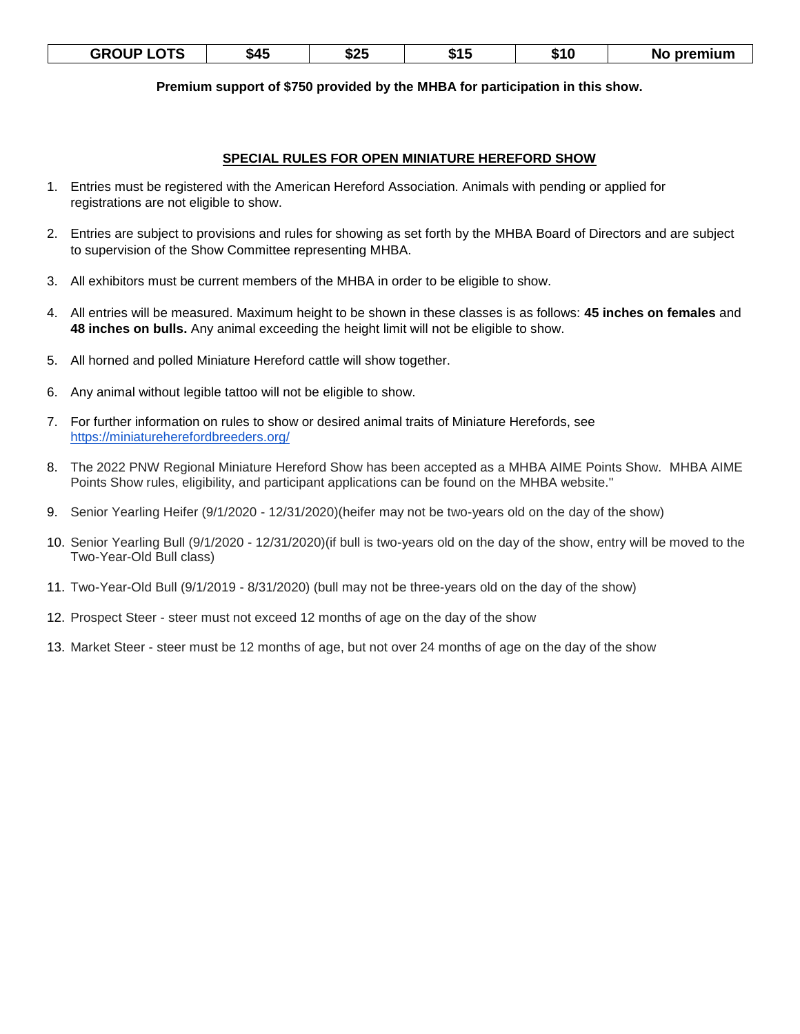| GROUP LOTS | $45 | $25 | $15 | $10 | No premium |
|---|---|---|---|---|---|

**Premium support of $750 provided by the MHBA for participation in this show.**

## SPECIAL RULES FOR OPEN MINIATURE HEREFORD SHOW

1. Entries must be registered with the American Hereford Association. Animals with pending or applied for registrations are not eligible to show.
2. Entries are subject to provisions and rules for showing as set forth by the MHBA Board of Directors and are subject to supervision of the Show Committee representing MHBA.
3. All exhibitors must be current members of the MHBA in order to be eligible to show.
4. All entries will be measured. Maximum height to be shown in these classes is as follows: **45 inches on females** and **48 inches on bulls.** Any animal exceeding the height limit will not be eligible to show.
5. All horned and polled Miniature Hereford cattle will show together.
6. Any animal without legible tattoo will not be eligible to show.
7. For further information on rules to show or desired animal traits of Miniature Herefords, see https://miniatureherefordbreeders.org/
8. The 2022 PNW Regional Miniature Hereford Show has been accepted as a MHBA AIME Points Show. MHBA AIME Points Show rules, eligibility, and participant applications can be found on the MHBA website."
9. Senior Yearling Heifer (9/1/2020 - 12/31/2020)(heifer may not be two-years old on the day of the show)
10. Senior Yearling Bull (9/1/2020 - 12/31/2020)(if bull is two-years old on the day of the show, entry will be moved to the Two-Year-Old Bull class)
11. Two-Year-Old Bull (9/1/2019 - 8/31/2020) (bull may not be three-years old on the day of the show)
12. Prospect Steer - steer must not exceed 12 months of age on the day of the show
13. Market Steer - steer must be 12 months of age, but not over 24 months of age on the day of the show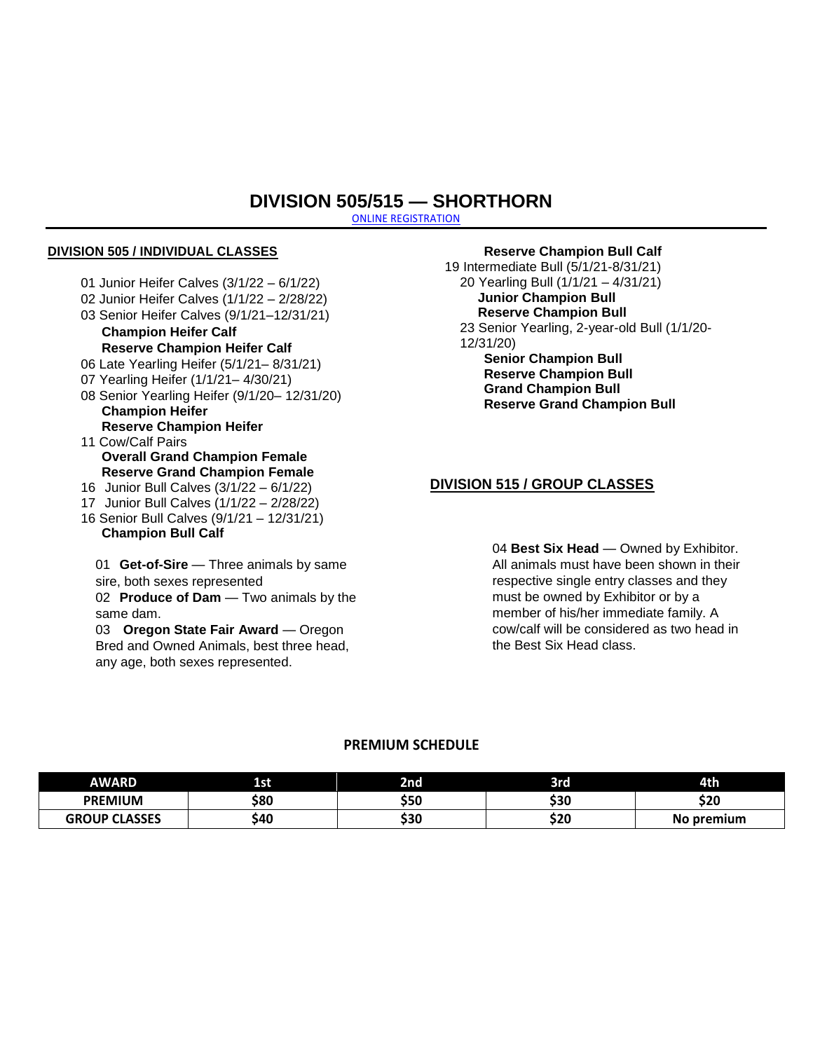# DIVISION 505/515 — SHORTHORN

ONLINE REGISTRATION

## DIVISION 505 / INDIVIDUAL CLASSES

01 Junior Heifer Calves (3/1/22 – 6/1/22)
02 Junior Heifer Calves (1/1/22 – 2/28/22)
03 Senior Heifer Calves (9/1/21–12/31/21)
**Champion Heifer Calf**
**Reserve Champion Heifer Calf**
06 Late Yearling Heifer (5/1/21– 8/31/21)
07 Yearling Heifer (1/1/21– 4/30/21)
08 Senior Yearling Heifer (9/1/20– 12/31/20)
**Champion Heifer**
**Reserve Champion Heifer**
11 Cow/Calf Pairs
**Overall Grand Champion Female**
**Reserve Grand Champion Female**
16 Junior Bull Calves (3/1/22 – 6/1/22)
17 Junior Bull Calves (1/1/22 – 2/28/22)
16 Senior Bull Calves (9/1/21 – 12/31/21)
**Champion Bull Calf**

01 **Get-of-Sire** — Three animals by same sire, both sexes represented
02 **Produce of Dam** — Two animals by the same dam.
03 **Oregon State Fair Award** — Oregon Bred and Owned Animals, best three head, any age, both sexes represented.

**Reserve Champion Bull Calf**
19 Intermediate Bull (5/1/21-8/31/21)
20 Yearling Bull (1/1/21 – 4/31/21)
**Junior Champion Bull**
**Reserve Champion Bull**
23 Senior Yearling, 2-year-old Bull (1/1/20-12/31/20)
**Senior Champion Bull**
**Reserve Champion Bull**
**Grand Champion Bull**
**Reserve Grand Champion Bull**

## DIVISION 515 / GROUP CLASSES

04 **Best Six Head** — Owned by Exhibitor. All animals must have been shown in their respective single entry classes and they must be owned by Exhibitor or by a member of his/her immediate family. A cow/calf will be considered as two head in the Best Six Head class.

### PREMIUM SCHEDULE

| AWARD | 1st | 2nd | 3rd | 4th |
|---|---|---|---|---|
| PREMIUM | $80 | $50 | $30 | $20 |
| GROUP CLASSES | $40 | $30 | $20 | No premium |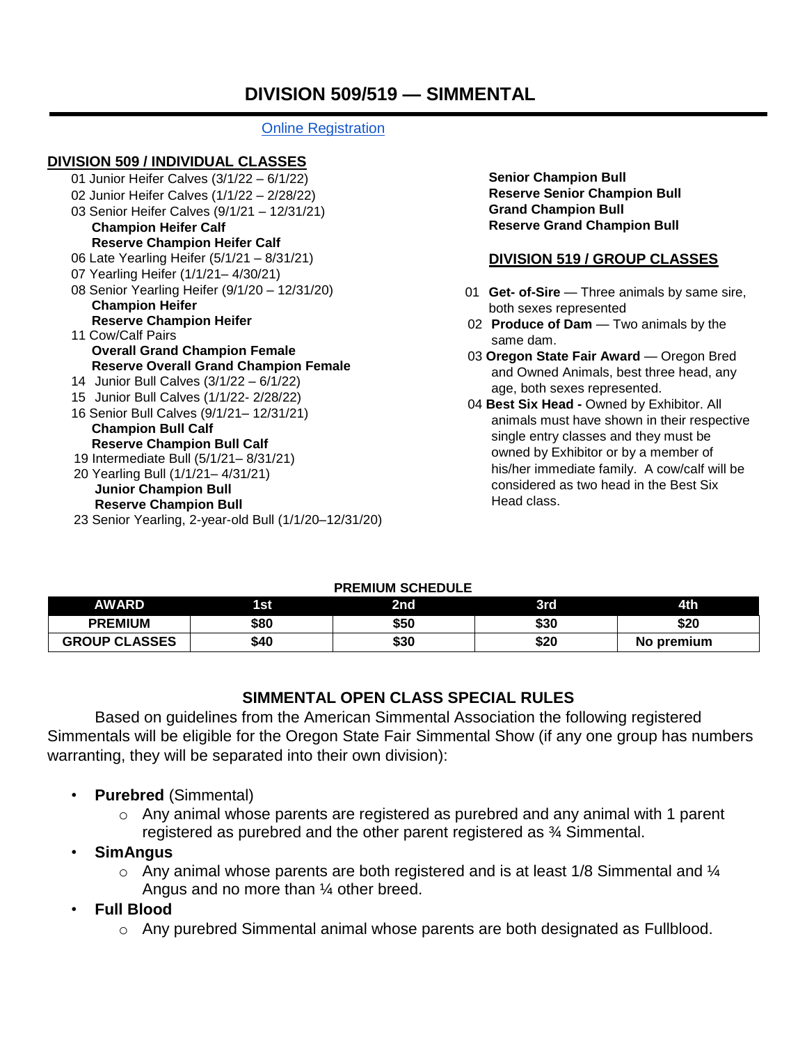# DIVISION 509/519 — SIMMENTAL

[Online Registration]

## DIVISION 509 / INDIVIDUAL CLASSES

01 Junior Heifer Calves (3/1/22 – 6/1/22)
02 Junior Heifer Calves (1/1/22 – 2/28/22)
03 Senior Heifer Calves (9/1/21 – 12/31/21)
**Champion Heifer Calf**
**Reserve Champion Heifer Calf**
06 Late Yearling Heifer (5/1/21 – 8/31/21)
07 Yearling Heifer (1/1/21– 4/30/21)
08 Senior Yearling Heifer (9/1/20 – 12/31/20)
**Champion Heifer**
**Reserve Champion Heifer**
11 Cow/Calf Pairs
**Overall Grand Champion Female**
**Reserve Overall Grand Champion Female**
14 Junior Bull Calves (3/1/22 – 6/1/22)
15 Junior Bull Calves (1/1/22- 2/28/22)
16 Senior Bull Calves (9/1/21– 12/31/21)
**Champion Bull Calf**
**Reserve Champion Bull Calf**
19 Intermediate Bull (5/1/21– 8/31/21)
20 Yearling Bull (1/1/21– 4/31/21)
**Junior Champion Bull**
**Reserve Champion Bull**
23 Senior Yearling, 2-year-old Bull (1/1/20–12/31/20)
**Senior Champion Bull**
**Reserve Senior Champion Bull**
**Grand Champion Bull**
**Reserve Grand Champion Bull**

## DIVISION 519 / GROUP CLASSES

01 **Get- of-Sire** — Three animals by same sire, both sexes represented
02 **Produce of Dam** — Two animals by the same dam.
03 **Oregon State Fair Award** — Oregon Bred and Owned Animals, best three head, any age, both sexes represented.
04 **Best Six Head -** Owned by Exhibitor. All animals must have shown in their respective single entry classes and they must be owned by Exhibitor or by a member of his/her immediate family. A cow/calf will be considered as two head in the Best Six Head class.

**PREMIUM SCHEDULE**

| AWARD | 1st | 2nd | 3rd | 4th |
|---|---|---|---|---|
| PREMIUM | $80 | $50 | $30 | $20 |
| GROUP CLASSES | $40 | $30 | $20 | No premium |

## SIMMENTAL OPEN CLASS SPECIAL RULES

Based on guidelines from the American Simmental Association the following registered Simmentals will be eligible for the Oregon State Fair Simmental Show (if any one group has numbers warranting, they will be separated into their own division):

- **Purebred** (Simmental)
  - Any animal whose parents are registered as purebred and any animal with 1 parent registered as purebred and the other parent registered as ¾ Simmental.
- **SimAngus**
  - Any animal whose parents are both registered and is at least 1/8 Simmental and ¼ Angus and no more than ¼ other breed.
- **Full Blood**
  - Any purebred Simmental animal whose parents are both designated as Fullblood.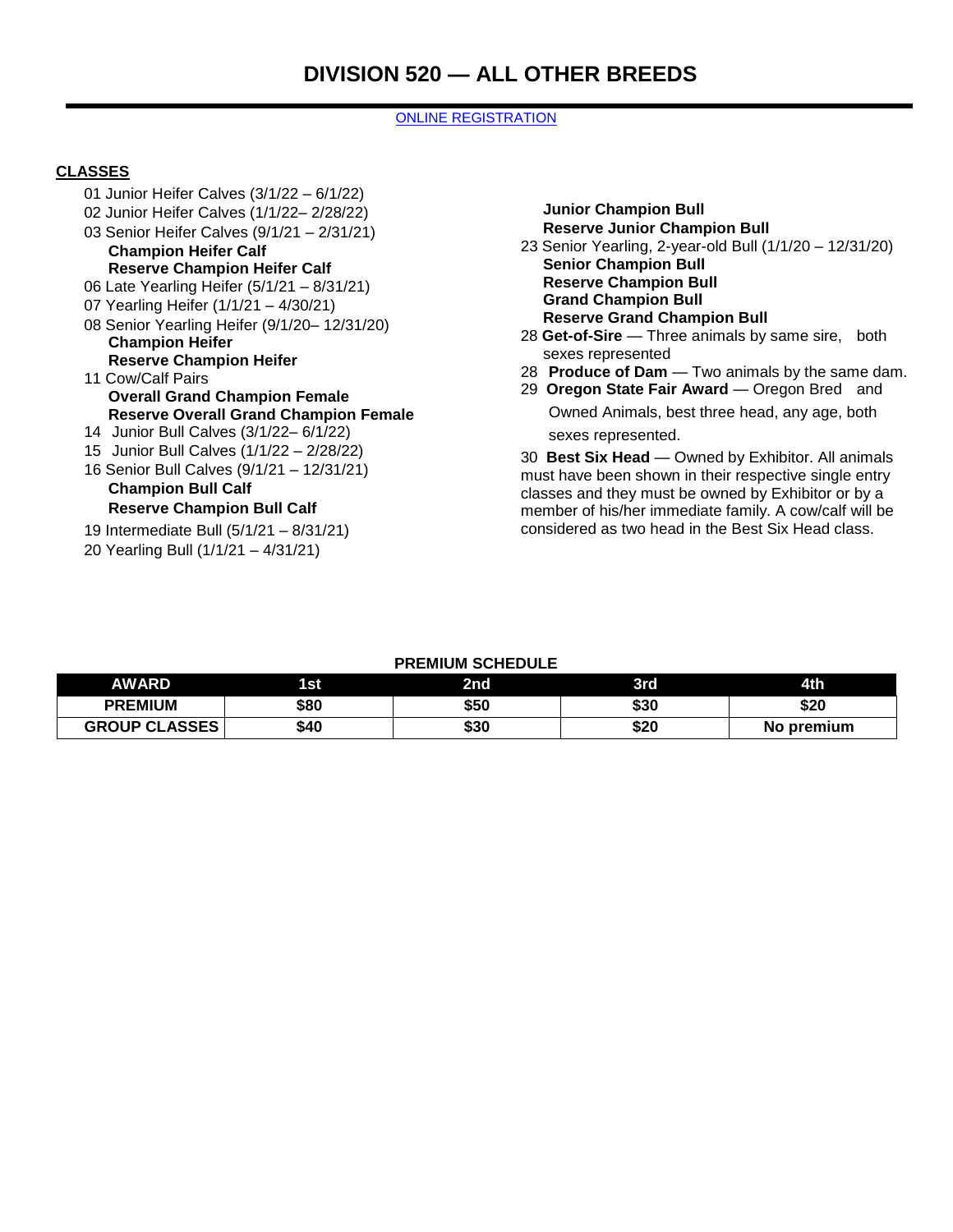# DIVISION 520 — ALL OTHER BREEDS

ONLINE REGISTRATION

**CLASSES**

01 Junior Heifer Calves (3/1/22 – 6/1/22)
02 Junior Heifer Calves (1/1/22– 2/28/22)
03 Senior Heifer Calves (9/1/21 – 2/31/21)
**Champion Heifer Calf**
**Reserve Champion Heifer Calf**
06 Late Yearling Heifer (5/1/21 – 8/31/21)
07 Yearling Heifer (1/1/21 – 4/30/21)
08 Senior Yearling Heifer (9/1/20– 12/31/20)
**Champion Heifer**
**Reserve Champion Heifer**
11 Cow/Calf Pairs
**Overall Grand Champion Female**
**Reserve Overall Grand Champion Female**
14 Junior Bull Calves (3/1/22– 6/1/22)
15 Junior Bull Calves (1/1/22 – 2/28/22)
16 Senior Bull Calves (9/1/21 – 12/31/21)
**Champion Bull Calf**
**Reserve Champion Bull Calf**
19 Intermediate Bull (5/1/21 – 8/31/21)
20 Yearling Bull (1/1/21 – 4/31/21)
**Junior Champion Bull**
**Reserve Junior Champion Bull**
23 Senior Yearling, 2-year-old Bull (1/1/20 – 12/31/20)
**Senior Champion Bull**
**Reserve Champion Bull**
**Grand Champion Bull**
**Reserve Grand Champion Bull**
28 **Get-of-Sire** — Three animals by same sire, both sexes represented
28 **Produce of Dam** — Two animals by the same dam.
29 **Oregon State Fair Award** — Oregon Bred and Owned Animals, best three head, any age, both sexes represented.

30 **Best Six Head** — Owned by Exhibitor. All animals must have been shown in their respective single entry classes and they must be owned by Exhibitor or by a member of his/her immediate family. A cow/calf will be considered as two head in the Best Six Head class.

**PREMIUM SCHEDULE**

| AWARD | 1st | 2nd | 3rd | 4th |
|---|---|---|---|---|
| PREMIUM | $80 | $50 | $30 | $20 |
| GROUP CLASSES | $40 | $30 | $20 | No premium |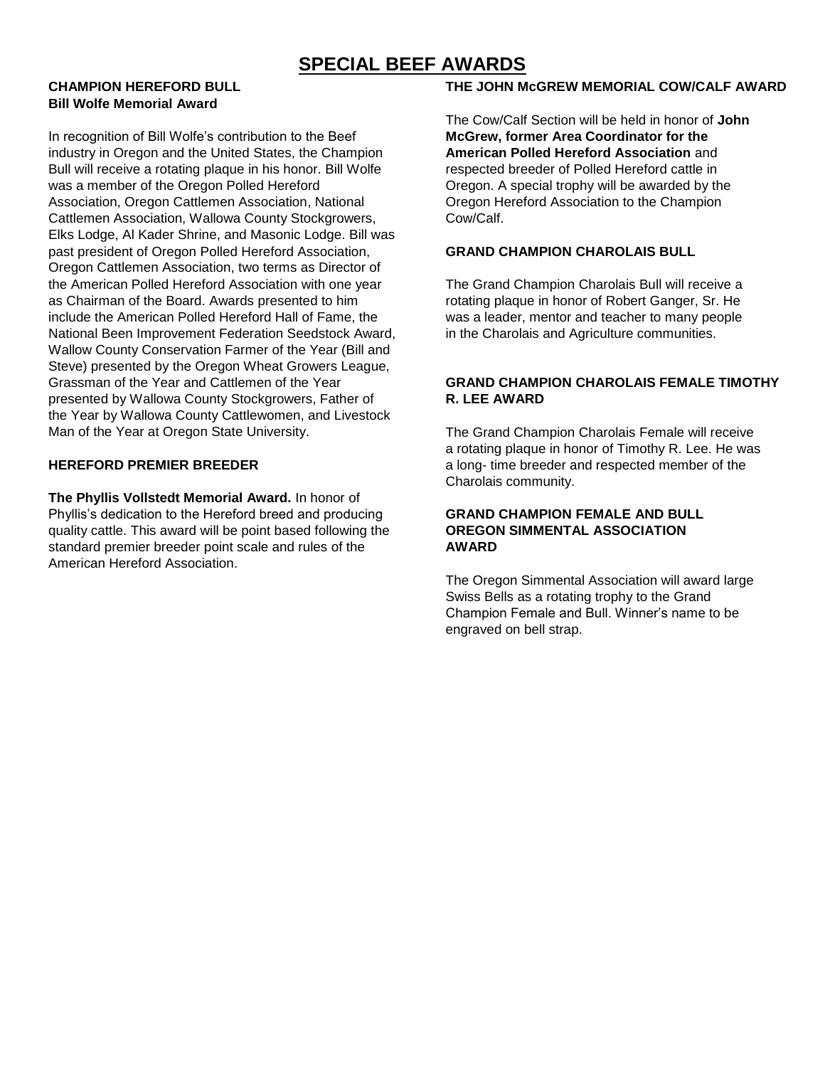# SPECIAL BEEF AWARDS

### CHAMPION HEREFORD BULL
**Bill Wolfe Memorial Award**

In recognition of Bill Wolfe's contribution to the Beef industry in Oregon and the United States, the Champion Bull will receive a rotating plaque in his honor. Bill Wolfe was a member of the Oregon Polled Hereford Association, Oregon Cattlemen Association, National Cattlemen Association, Wallowa County Stockgrowers, Elks Lodge, Al Kader Shrine, and Masonic Lodge. Bill was past president of Oregon Polled Hereford Association, Oregon Cattlemen Association, two terms as Director of the American Polled Hereford Association with one year as Chairman of the Board. Awards presented to him include the American Polled Hereford Hall of Fame, the National Been Improvement Federation Seedstock Award, Wallow County Conservation Farmer of the Year (Bill and Steve) presented by the Oregon Wheat Growers League, Grassman of the Year and Cattlemen of the Year presented by Wallowa County Stockgrowers, Father of the Year by Wallowa County Cattlewomen, and Livestock Man of the Year at Oregon State University.

### HEREFORD PREMIER BREEDER

**The Phyllis Vollstedt Memorial Award.** In honor of Phyllis's dedication to the Hereford breed and producing quality cattle. This award will be point based following the standard premier breeder point scale and rules of the American Hereford Association.

### THE JOHN McGREW MEMORIAL COW/CALF AWARD

The Cow/Calf Section will be held in honor of **John McGrew, former Area Coordinator for the American Polled Hereford Association** and respected breeder of Polled Hereford cattle in Oregon. A special trophy will be awarded by the Oregon Hereford Association to the Champion Cow/Calf.

### GRAND CHAMPION CHAROLAIS BULL

The Grand Champion Charolais Bull will receive a rotating plaque in honor of Robert Ganger, Sr. He was a leader, mentor and teacher to many people in the Charolais and Agriculture communities.

### GRAND CHAMPION CHAROLAIS FEMALE TIMOTHY R. LEE AWARD

The Grand Champion Charolais Female will receive a rotating plaque in honor of Timothy R. Lee. He was a long- time breeder and respected member of the Charolais community.

### GRAND CHAMPION FEMALE AND BULL OREGON SIMMENTAL ASSOCIATION AWARD

The Oregon Simmental Association will award large Swiss Bells as a rotating trophy to the Grand Champion Female and Bull. Winner's name to be engraved on bell strap.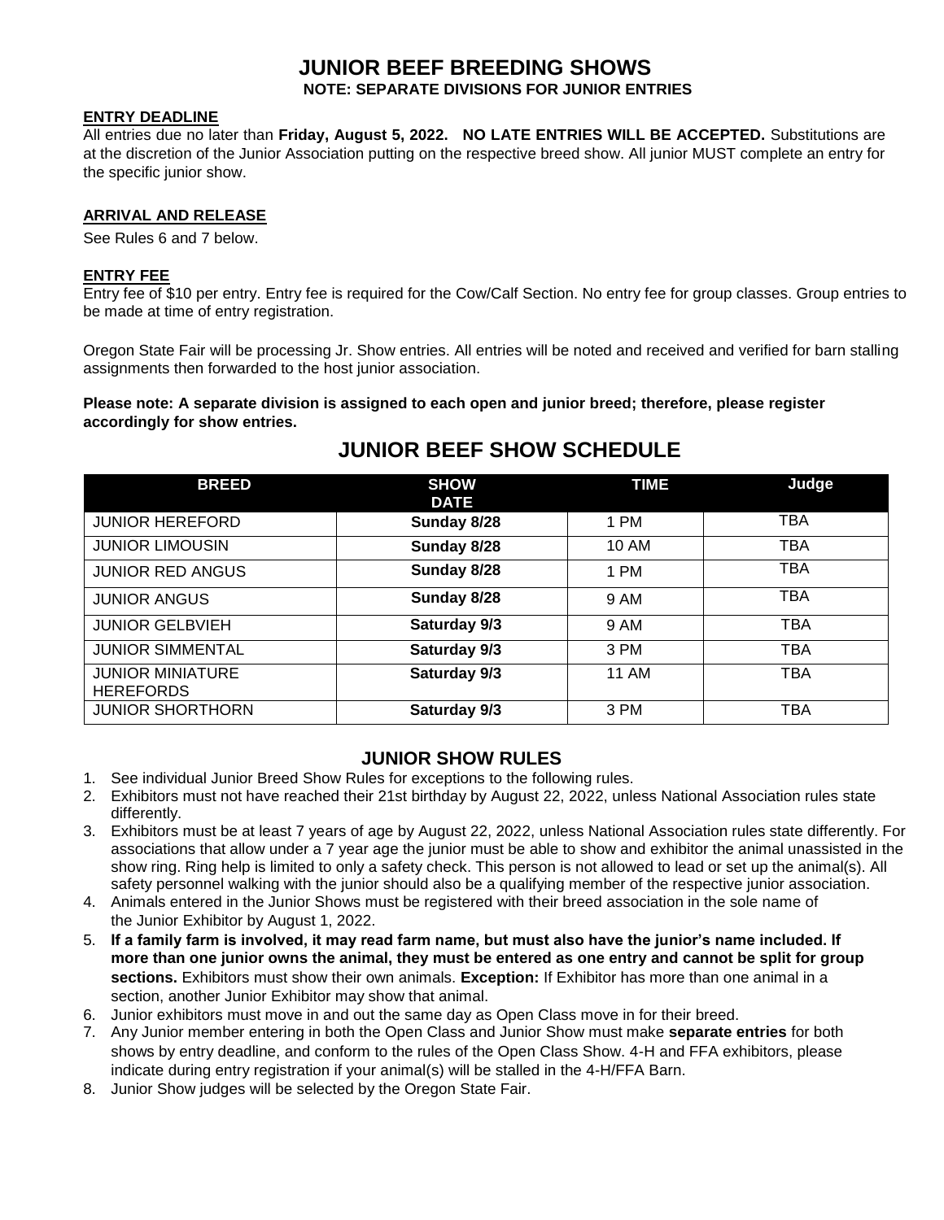# JUNIOR BEEF BREEDING SHOWS

**NOTE: SEPARATE DIVISIONS FOR JUNIOR ENTRIES**

### ENTRY DEADLINE

All entries due no later than **Friday, August 5, 2022. NO LATE ENTRIES WILL BE ACCEPTED.** Substitutions are at the discretion of the Junior Association putting on the respective breed show. All junior MUST complete an entry for the specific junior show.

### ARRIVAL AND RELEASE

See Rules 6 and 7 below.

### ENTRY FEE

Entry fee of $10 per entry. Entry fee is required for the Cow/Calf Section. No entry fee for group classes. Group entries to be made at time of entry registration.

Oregon State Fair will be processing Jr. Show entries. All entries will be noted and received and verified for barn stalling assignments then forwarded to the host junior association.

**Please note: A separate division is assigned to each open and junior breed; therefore, please register accordingly for show entries.**

## JUNIOR BEEF SHOW SCHEDULE

| BREED | SHOW DATE | TIME | Judge |
|---|---|---|---|
| JUNIOR HEREFORD | **Sunday 8/28** | 1 PM | TBA |
| JUNIOR LIMOUSIN | **Sunday 8/28** | 10 AM | TBA |
| JUNIOR RED ANGUS | **Sunday 8/28** | 1 PM | TBA |
| JUNIOR ANGUS | **Sunday 8/28** | 9 AM | TBA |
| JUNIOR GELBVIEH | **Saturday 9/3** | 9 AM | TBA |
| JUNIOR SIMMENTAL | **Saturday 9/3** | 3 PM | TBA |
| JUNIOR MINIATURE HEREFORDS | **Saturday 9/3** | 11 AM | TBA |
| JUNIOR SHORTHORN | **Saturday 9/3** | 3 PM | TBA |

## JUNIOR SHOW RULES

1. See individual Junior Breed Show Rules for exceptions to the following rules.
2. Exhibitors must not have reached their 21st birthday by August 22, 2022, unless National Association rules state differently.
3. Exhibitors must be at least 7 years of age by August 22, 2022, unless National Association rules state differently. For associations that allow under a 7 year age the junior must be able to show and exhibitor the animal unassisted in the show ring. Ring help is limited to only a safety check. This person is not allowed to lead or set up the animal(s). All safety personnel walking with the junior should also be a qualifying member of the respective junior association.
4. Animals entered in the Junior Shows must be registered with their breed association in the sole name of the Junior Exhibitor by August 1, 2022.
5. **If a family farm is involved, it may read farm name, but must also have the junior's name included. If more than one junior owns the animal, they must be entered as one entry and cannot be split for group sections.** Exhibitors must show their own animals. **Exception:** If Exhibitor has more than one animal in a section, another Junior Exhibitor may show that animal.
6. Junior exhibitors must move in and out the same day as Open Class move in for their breed.
7. Any Junior member entering in both the Open Class and Junior Show must make **separate entries** for both shows by entry deadline, and conform to the rules of the Open Class Show. 4-H and FFA exhibitors, please indicate during entry registration if your animal(s) will be stalled in the 4-H/FFA Barn.
8. Junior Show judges will be selected by the Oregon State Fair.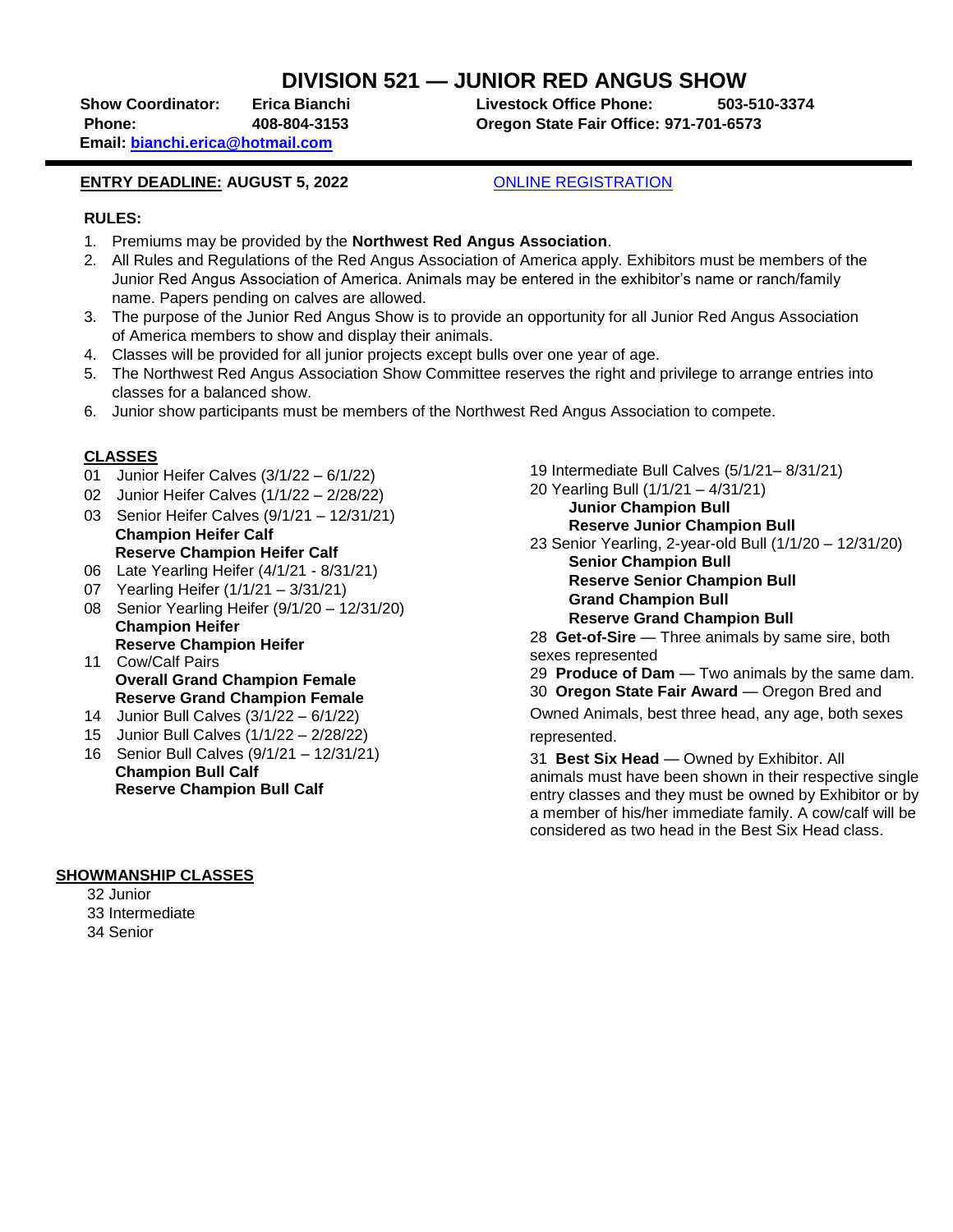# DIVISION 521 — JUNIOR RED ANGUS SHOW

**Show Coordinator: Erica Bianchi**
**Phone: 408-804-3153**
**Email: bianchi.erica@hotmail.com**

**Livestock Office Phone: 503-510-3374**
**Oregon State Fair Office: 971-701-6573**

**ENTRY DEADLINE: AUGUST 5, 2022** ONLINE REGISTRATION

**RULES:**

1. Premiums may be provided by the **Northwest Red Angus Association**.
2. All Rules and Regulations of the Red Angus Association of America apply. Exhibitors must be members of the Junior Red Angus Association of America. Animals may be entered in the exhibitor's name or ranch/family name. Papers pending on calves are allowed.
3. The purpose of the Junior Red Angus Show is to provide an opportunity for all Junior Red Angus Association of America members to show and display their animals.
4. Classes will be provided for all junior projects except bulls over one year of age.
5. The Northwest Red Angus Association Show Committee reserves the right and privilege to arrange entries into classes for a balanced show.
6. Junior show participants must be members of the Northwest Red Angus Association to compete.

**CLASSES**

01 Junior Heifer Calves (3/1/22 – 6/1/22)
02 Junior Heifer Calves (1/1/22 – 2/28/22)
03 Senior Heifer Calves (9/1/21 – 12/31/21)
**Champion Heifer Calf**
**Reserve Champion Heifer Calf**
06 Late Yearling Heifer (4/1/21 - 8/31/21)
07 Yearling Heifer (1/1/21 – 3/31/21)
08 Senior Yearling Heifer (9/1/20 – 12/31/20)
**Champion Heifer**
**Reserve Champion Heifer**
11 Cow/Calf Pairs
**Overall Grand Champion Female**
**Reserve Grand Champion Female**
14 Junior Bull Calves (3/1/22 – 6/1/22)
15 Junior Bull Calves (1/1/22 – 2/28/22)
16 Senior Bull Calves (9/1/21 – 12/31/21)
**Champion Bull Calf**
**Reserve Champion Bull Calf**
19 Intermediate Bull Calves (5/1/21– 8/31/21)
20 Yearling Bull (1/1/21 – 4/31/21)
**Junior Champion Bull**
**Reserve Junior Champion Bull**
23 Senior Yearling, 2-year-old Bull (1/1/20 – 12/31/20)
**Senior Champion Bull**
**Reserve Senior Champion Bull**
**Grand Champion Bull**
**Reserve Grand Champion Bull**
28 **Get-of-Sire** — Three animals by same sire, both sexes represented
29 **Produce of Dam** — Two animals by the same dam.
30 **Oregon State Fair Award** — Oregon Bred and Owned Animals, best three head, any age, both sexes represented.
31 **Best Six Head** — Owned by Exhibitor. All animals must have been shown in their respective single entry classes and they must be owned by Exhibitor or by a member of his/her immediate family. A cow/calf will be considered as two head in the Best Six Head class.

**SHOWMANSHIP CLASSES**

32 Junior
33 Intermediate
34 Senior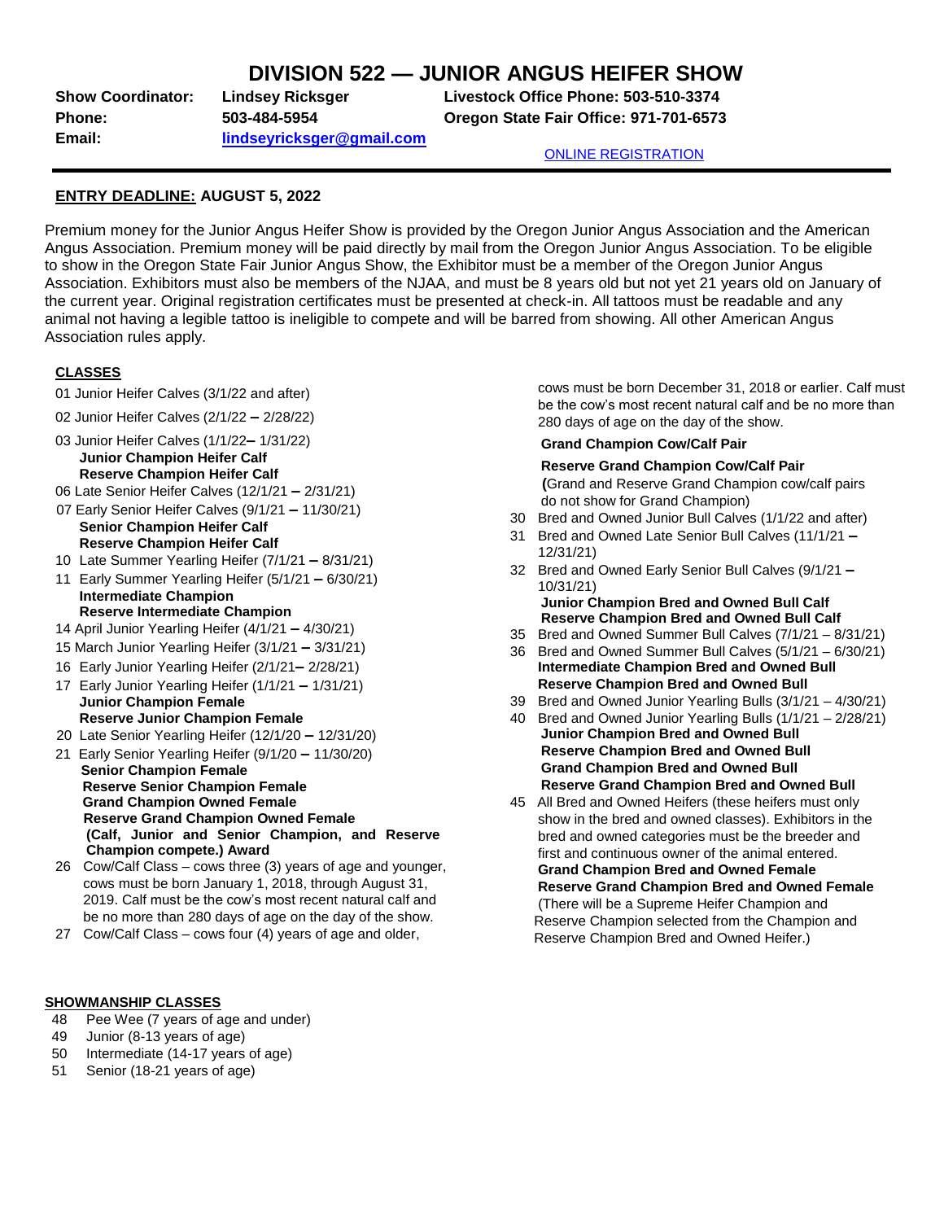# DIVISION 522 — JUNIOR ANGUS HEIFER SHOW

**Show Coordinator:** **Lindsey Ricksger** **Livestock Office Phone: 503-510-3374**
**Phone:** **503-484-5954** **Oregon State Fair Office: 971-701-6573**
**Email:** **lindseyricksger@gmail.com**

ONLINE REGISTRATION

---

**ENTRY DEADLINE:** **AUGUST 5, 2022**

Premium money for the Junior Angus Heifer Show is provided by the Oregon Junior Angus Association and the American Angus Association. Premium money will be paid directly by mail from the Oregon Junior Angus Association. To be eligible to show in the Oregon State Fair Junior Angus Show, the Exhibitor must be a member of the Oregon Junior Angus Association. Exhibitors must also be members of the NJAA, and must be 8 years old but not yet 21 years old on January of the current year. Original registration certificates must be presented at check-in. All tattoos must be readable and any animal not having a legible tattoo is ineligible to compete and will be barred from showing. All other American Angus Association rules apply.

**CLASSES**

01 Junior Heifer Calves (3/1/22 and after)

02 Junior Heifer Calves (2/1/22 – 2/28/22)

03 Junior Heifer Calves (1/1/22– 1/31/22)
**Junior Champion Heifer Calf**
**Reserve Champion Heifer Calf**

06 Late Senior Heifer Calves (12/1/21 – 2/31/21)

07 Early Senior Heifer Calves (9/1/21 – 11/30/21)
**Senior Champion Heifer Calf**
**Reserve Champion Heifer Calf**

10 Late Summer Yearling Heifer (7/1/21 – 8/31/21)

11 Early Summer Yearling Heifer (5/1/21 – 6/30/21)
**Intermediate Champion**
**Reserve Intermediate Champion**

14 April Junior Yearling Heifer (4/1/21 – 4/30/21)

15 March Junior Yearling Heifer (3/1/21 – 3/31/21)

16 Early Junior Yearling Heifer (2/1/21– 2/28/21)

17 Early Junior Yearling Heifer (1/1/21 – 1/31/21)
**Junior Champion Female**
**Reserve Junior Champion Female**

20 Late Senior Yearling Heifer (12/1/20 – 12/31/20)

21 Early Senior Yearling Heifer (9/1/20 – 11/30/20)
**Senior Champion Female**
**Reserve Senior Champion Female**
**Grand Champion Owned Female**
**Reserve Grand Champion Owned Female**
**(Calf, Junior and Senior Champion, and Reserve Champion compete.) Award**

26 Cow/Calf Class – cows three (3) years of age and younger, cows must be born January 1, 2018, through August 31, 2019. Calf must be the cow's most recent natural calf and be no more than 280 days of age on the day of the show.

27 Cow/Calf Class – cows four (4) years of age and older, cows must be born December 31, 2018 or earlier. Calf must be the cow's most recent natural calf and be no more than 280 days of age on the day of the show.
**Grand Champion Cow/Calf Pair**
**Reserve Grand Champion Cow/Calf Pair**
**(**Grand and Reserve Grand Champion cow/calf pairs do not show for Grand Champion)

30 Bred and Owned Junior Bull Calves (1/1/22 and after)

31 Bred and Owned Late Senior Bull Calves (11/1/21 – 12/31/21)

32 Bred and Owned Early Senior Bull Calves (9/1/21 – 10/31/21)
**Junior Champion Bred and Owned Bull Calf**
**Reserve Champion Bred and Owned Bull Calf**

35 Bred and Owned Summer Bull Calves (7/1/21 – 8/31/21)

36 Bred and Owned Summer Bull Calves (5/1/21 – 6/30/21)
**Intermediate Champion Bred and Owned Bull**
**Reserve Champion Bred and Owned Bull**

39 Bred and Owned Junior Yearling Bulls (3/1/21 – 4/30/21)

40 Bred and Owned Junior Yearling Bulls (1/1/21 – 2/28/21)
**Junior Champion Bred and Owned Bull**
**Reserve Champion Bred and Owned Bull**
**Grand Champion Bred and Owned Bull**
**Reserve Grand Champion Bred and Owned Bull**

45 All Bred and Owned Heifers (these heifers must only show in the bred and owned classes). Exhibitors in the bred and owned categories must be the breeder and first and continuous owner of the animal entered.
**Grand Champion Bred and Owned Female**
**Reserve Grand Champion Bred and Owned Female**
(There will be a Supreme Heifer Champion and Reserve Champion selected from the Champion and Reserve Champion Bred and Owned Heifer.)

**SHOWMANSHIP CLASSES**

48 Pee Wee (7 years of age and under)

49 Junior (8-13 years of age)

50 Intermediate (14-17 years of age)

51 Senior (18-21 years of age)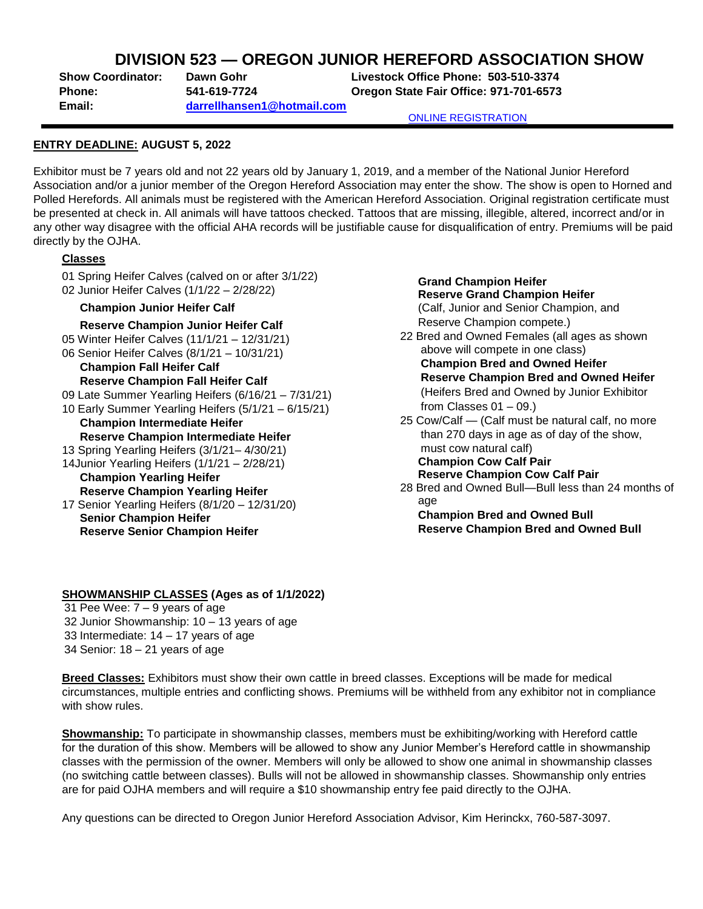# DIVISION 523 — OREGON JUNIOR HEREFORD ASSOCIATION SHOW

**Show Coordinator:** **Dawn Gohr**
**Phone:** **541-619-7724**
**Email:** **darrellhansen1@hotmail.com**

**Livestock Office Phone: 503-510-3374**
**Oregon State Fair Office: 971-701-6573**

ONLINE REGISTRATION

**ENTRY DEADLINE: AUGUST 5, 2022**

Exhibitor must be 7 years old and not 22 years old by January 1, 2019, and a member of the National Junior Hereford Association and/or a junior member of the Oregon Hereford Association may enter the show. The show is open to Horned and Polled Herefords. All animals must be registered with the American Hereford Association. Original registration certificate must be presented at check in. All animals will have tattoos checked. Tattoos that are missing, illegible, altered, incorrect and/or in any other way disagree with the official AHA records will be justifiable cause for disqualification of entry. Premiums will be paid directly by the OJHA.

**Classes**

01 Spring Heifer Calves (calved on or after 3/1/22)
02 Junior Heifer Calves (1/1/22 – 2/28/22)
**Champion Junior Heifer Calf**
**Reserve Champion Junior Heifer Calf**
05 Winter Heifer Calves (11/1/21 – 12/31/21)
06 Senior Heifer Calves (8/1/21 – 10/31/21)
**Champion Fall Heifer Calf**
**Reserve Champion Fall Heifer Calf**
09 Late Summer Yearling Heifers (6/16/21 – 7/31/21)
10 Early Summer Yearling Heifers (5/1/21 – 6/15/21)
**Champion Intermediate Heifer**
**Reserve Champion Intermediate Heifer**
13 Spring Yearling Heifers (3/1/21– 4/30/21)
14Junior Yearling Heifers (1/1/21 – 2/28/21)
**Champion Yearling Heifer**
**Reserve Champion Yearling Heifer**
17 Senior Yearling Heifers (8/1/20 – 12/31/20)
**Senior Champion Heifer**
**Reserve Senior Champion Heifer**

**Grand Champion Heifer**
**Reserve Grand Champion Heifer**
(Calf, Junior and Senior Champion, and Reserve Champion compete.)
22 Bred and Owned Females (all ages as shown above will compete in one class)
**Champion Bred and Owned Heifer**
**Reserve Champion Bred and Owned Heifer**
(Heifers Bred and Owned by Junior Exhibitor from Classes 01 – 09.)
25 Cow/Calf — (Calf must be natural calf, no more than 270 days in age as of day of the show, must cow natural calf)
**Champion Cow Calf Pair**
**Reserve Champion Cow Calf Pair**
28 Bred and Owned Bull—Bull less than 24 months of age
**Champion Bred and Owned Bull**
**Reserve Champion Bred and Owned Bull**

**SHOWMANSHIP CLASSES (Ages as of 1/1/2022)**

31 Pee Wee: 7 – 9 years of age
32 Junior Showmanship: 10 – 13 years of age
33 Intermediate: 14 – 17 years of age
34 Senior: 18 – 21 years of age

**Breed Classes:** Exhibitors must show their own cattle in breed classes. Exceptions will be made for medical circumstances, multiple entries and conflicting shows. Premiums will be withheld from any exhibitor not in compliance with show rules.

**Showmanship:** To participate in showmanship classes, members must be exhibiting/working with Hereford cattle for the duration of this show. Members will be allowed to show any Junior Member's Hereford cattle in showmanship classes with the permission of the owner. Members will only be allowed to show one animal in showmanship classes (no switching cattle between classes). Bulls will not be allowed in showmanship classes. Showmanship only entries are for paid OJHA members and will require a $10 showmanship entry fee paid directly to the OJHA.

Any questions can be directed to Oregon Junior Hereford Association Advisor, Kim Herinckx, 760-587-3097.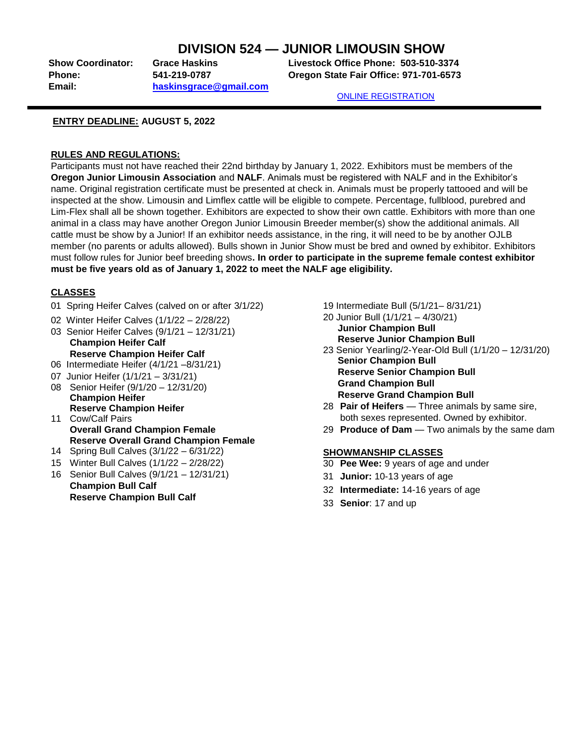# DIVISION 524 — JUNIOR LIMOUSIN SHOW

**Show Coordinator:** **Grace Haskins**
**Phone:** **541-219-0787**
**Email:** **haskinsgrace@gmail.com**

**Livestock Office Phone: 503-510-3374**
**Oregon State Fair Office: 971-701-6573**

ONLINE REGISTRATION

**ENTRY DEADLINE: AUGUST 5, 2022**

**RULES AND REGULATIONS:**

Participants must not have reached their 22nd birthday by January 1, 2022. Exhibitors must be members of the **Oregon Junior Limousin Association** and **NALF**. Animals must be registered with NALF and in the Exhibitor's name. Original registration certificate must be presented at check in. Animals must be properly tattooed and will be inspected at the show. Limousin and Limflex cattle will be eligible to compete. Percentage, fullblood, purebred and Lim-Flex shall all be shown together. Exhibitors are expected to show their own cattle. Exhibitors with more than one animal in a class may have another Oregon Junior Limousin Breeder member(s) show the additional animals. All cattle must be show by a Junior! If an exhibitor needs assistance, in the ring, it will need to be by another OJLB member (no parents or adults allowed). Bulls shown in Junior Show must be bred and owned by exhibitor. Exhibitors must follow rules for Junior beef breeding shows**. In order to participate in the supreme female contest exhibitor must be five years old as of January 1, 2022 to meet the NALF age eligibility.**

**CLASSES**

01 Spring Heifer Calves (calved on or after 3/1/22)
02 Winter Heifer Calves (1/1/22 – 2/28/22)
03 Senior Heifer Calves (9/1/21 – 12/31/21)
**Champion Heifer Calf**
**Reserve Champion Heifer Calf**
06 Intermediate Heifer (4/1/21 –8/31/21)
07 Junior Heifer (1/1/21 – 3/31/21)
08 Senior Heifer (9/1/20 – 12/31/20)
**Champion Heifer**
**Reserve Champion Heifer**
11 Cow/Calf Pairs
**Overall Grand Champion Female**
**Reserve Overall Grand Champion Female**
14 Spring Bull Calves (3/1/22 – 6/31/22)
15 Winter Bull Calves (1/1/22 – 2/28/22)
16 Senior Bull Calves (9/1/21 – 12/31/21)
**Champion Bull Calf**
**Reserve Champion Bull Calf**
19 Intermediate Bull (5/1/21– 8/31/21)
20 Junior Bull (1/1/21 – 4/30/21)
**Junior Champion Bull**
**Reserve Junior Champion Bull**
23 Senior Yearling/2-Year-Old Bull (1/1/20 – 12/31/20)
**Senior Champion Bull**
**Reserve Senior Champion Bull**
**Grand Champion Bull**
**Reserve Grand Champion Bull**
28 **Pair of Heifers** — Three animals by same sire, both sexes represented. Owned by exhibitor.
29 **Produce of Dam** — Two animals by the same dam

**SHOWMANSHIP CLASSES**

30 **Pee Wee:** 9 years of age and under
31 **Junior:** 10-13 years of age
32 **Intermediate:** 14-16 years of age
33 **Senior**: 17 and up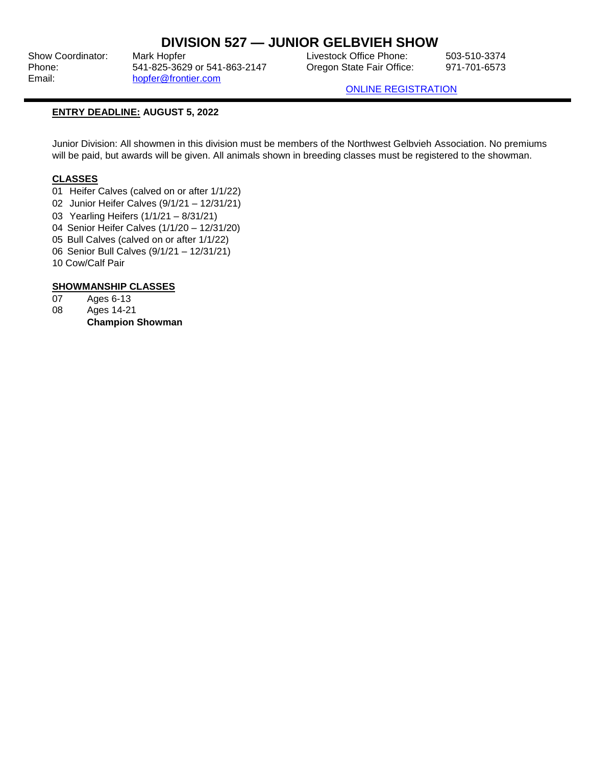# DIVISION 527 — JUNIOR GELBVIEH SHOW

| | | | |
|---|---|---|---|
| Show Coordinator: | Mark Hopfer | Livestock Office Phone: | 503-510-3374 |
| Phone: | 541-825-3629 or 541-863-2147 | Oregon State Fair Office: | 971-701-6573 |
| Email: | hopfer@frontier.com | | |

ONLINE REGISTRATION

**ENTRY DEADLINE: AUGUST 5, 2022**

Junior Division: All showmen in this division must be members of the Northwest Gelbvieh Association. No premiums will be paid, but awards will be given. All animals shown in breeding classes must be registered to the showman.

**CLASSES**

01 Heifer Calves (calved on or after 1/1/22)
02 Junior Heifer Calves (9/1/21 – 12/31/21)
03 Yearling Heifers (1/1/21 – 8/31/21)
04 Senior Heifer Calves (1/1/20 – 12/31/20)
05 Bull Calves (calved on or after 1/1/22)
06 Senior Bull Calves (9/1/21 – 12/31/21)
10 Cow/Calf Pair

**SHOWMANSHIP CLASSES**

07 Ages 6-13
08 Ages 14-21
**Champion Showman**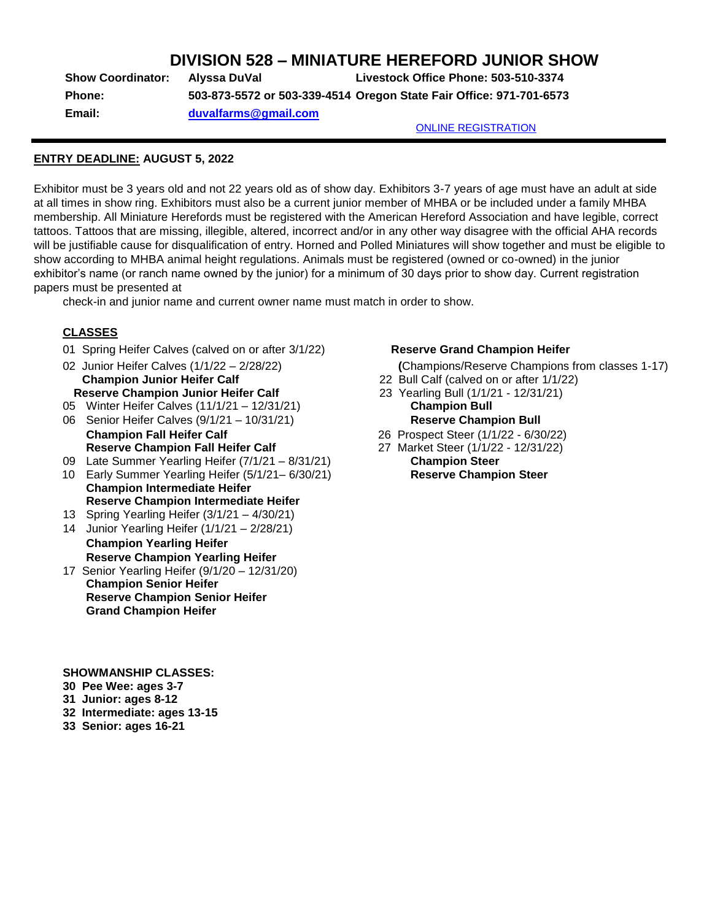# DIVISION 528 – MINIATURE HEREFORD JUNIOR SHOW

**Show Coordinator:** **Alyssa DuVal** **Livestock Office Phone: 503-510-3374**

**Phone:** **503-873-5572 or 503-339-4514** **Oregon State Fair Office: 971-701-6573**

**Email:** **duvalfarms@gmail.com**

ONLINE REGISTRATION

**ENTRY DEADLINE: AUGUST 5, 2022**

Exhibitor must be 3 years old and not 22 years old as of show day. Exhibitors 3-7 years of age must have an adult at side at all times in show ring. Exhibitors must also be a current junior member of MHBA or be included under a family MHBA membership. All Miniature Herefords must be registered with the American Hereford Association and have legible, correct tattoos. Tattoos that are missing, illegible, altered, incorrect and/or in any other way disagree with the official AHA records will be justifiable cause for disqualification of entry. Horned and Polled Miniatures will show together and must be eligible to show according to MHBA animal height regulations. Animals must be registered (owned or co-owned) in the junior exhibitor's name (or ranch name owned by the junior) for a minimum of 30 days prior to show day. Current registration papers must be presented at check-in and junior name and current owner name must match in order to show.

**CLASSES**

- 01 Spring Heifer Calves (calved on or after 3/1/22)
- 02 Junior Heifer Calves (1/1/22 – 2/28/22)
  - **Champion Junior Heifer Calf**
  - **Reserve Champion Junior Heifer Calf**
- 05 Winter Heifer Calves (11/1/21 – 12/31/21)
- 06 Senior Heifer Calves (9/1/21 – 10/31/21)
  - **Champion Fall Heifer Calf**
  - **Reserve Champion Fall Heifer Calf**
- 09 Late Summer Yearling Heifer (7/1/21 – 8/31/21)
- 10 Early Summer Yearling Heifer (5/1/21– 6/30/21)
  - **Champion Intermediate Heifer**
  - **Reserve Champion Intermediate Heifer**
- 13 Spring Yearling Heifer (3/1/21 – 4/30/21)
- 14 Junior Yearling Heifer (1/1/21 – 2/28/21)
  - **Champion Yearling Heifer**
  - **Reserve Champion Yearling Heifer**
- 17 Senior Yearling Heifer (9/1/20 – 12/31/20)
  - **Champion Senior Heifer**
  - **Reserve Champion Senior Heifer**
  - **Grand Champion Heifer**
  - **Reserve Grand Champion Heifer**
  - **(**Champions/Reserve Champions from classes 1-17)
- 22 Bull Calf (calved on or after 1/1/22)
- 23 Yearling Bull (1/1/21 - 12/31/21)
  - **Champion Bull**
  - **Reserve Champion Bull**
- 26 Prospect Steer (1/1/22 - 6/30/22)
- 27 Market Steer (1/1/22 - 12/31/22)
  - **Champion Steer**
  - **Reserve Champion Steer**

**SHOWMANSHIP CLASSES:**

- **30 Pee Wee: ages 3-7**
- **31 Junior: ages 8-12**
- **32 Intermediate: ages 13-15**
- **33 Senior: ages 16-21**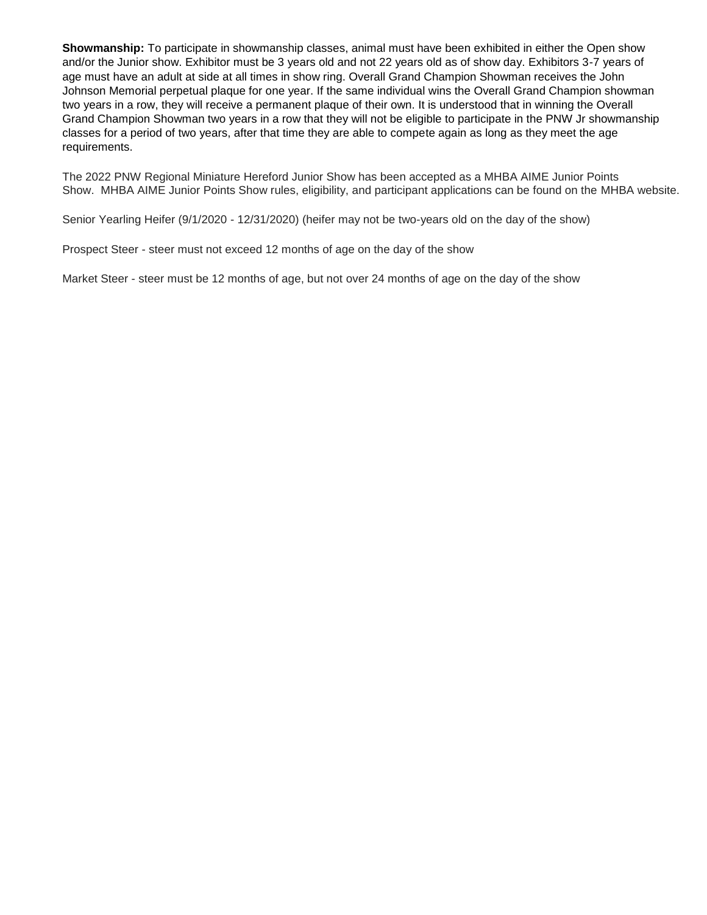**Showmanship:** To participate in showmanship classes, animal must have been exhibited in either the Open show and/or the Junior show. Exhibitor must be 3 years old and not 22 years old as of show day. Exhibitors 3-7 years of age must have an adult at side at all times in show ring. Overall Grand Champion Showman receives the John Johnson Memorial perpetual plaque for one year. If the same individual wins the Overall Grand Champion showman two years in a row, they will receive a permanent plaque of their own. It is understood that in winning the Overall Grand Champion Showman two years in a row that they will not be eligible to participate in the PNW Jr showmanship classes for a period of two years, after that time they are able to compete again as long as they meet the age requirements.

The 2022 PNW Regional Miniature Hereford Junior Show has been accepted as a MHBA AIME Junior Points Show. MHBA AIME Junior Points Show rules, eligibility, and participant applications can be found on the MHBA website.

Senior Yearling Heifer (9/1/2020 - 12/31/2020) (heifer may not be two-years old on the day of the show)

Prospect Steer - steer must not exceed 12 months of age on the day of the show

Market Steer - steer must be 12 months of age, but not over 24 months of age on the day of the show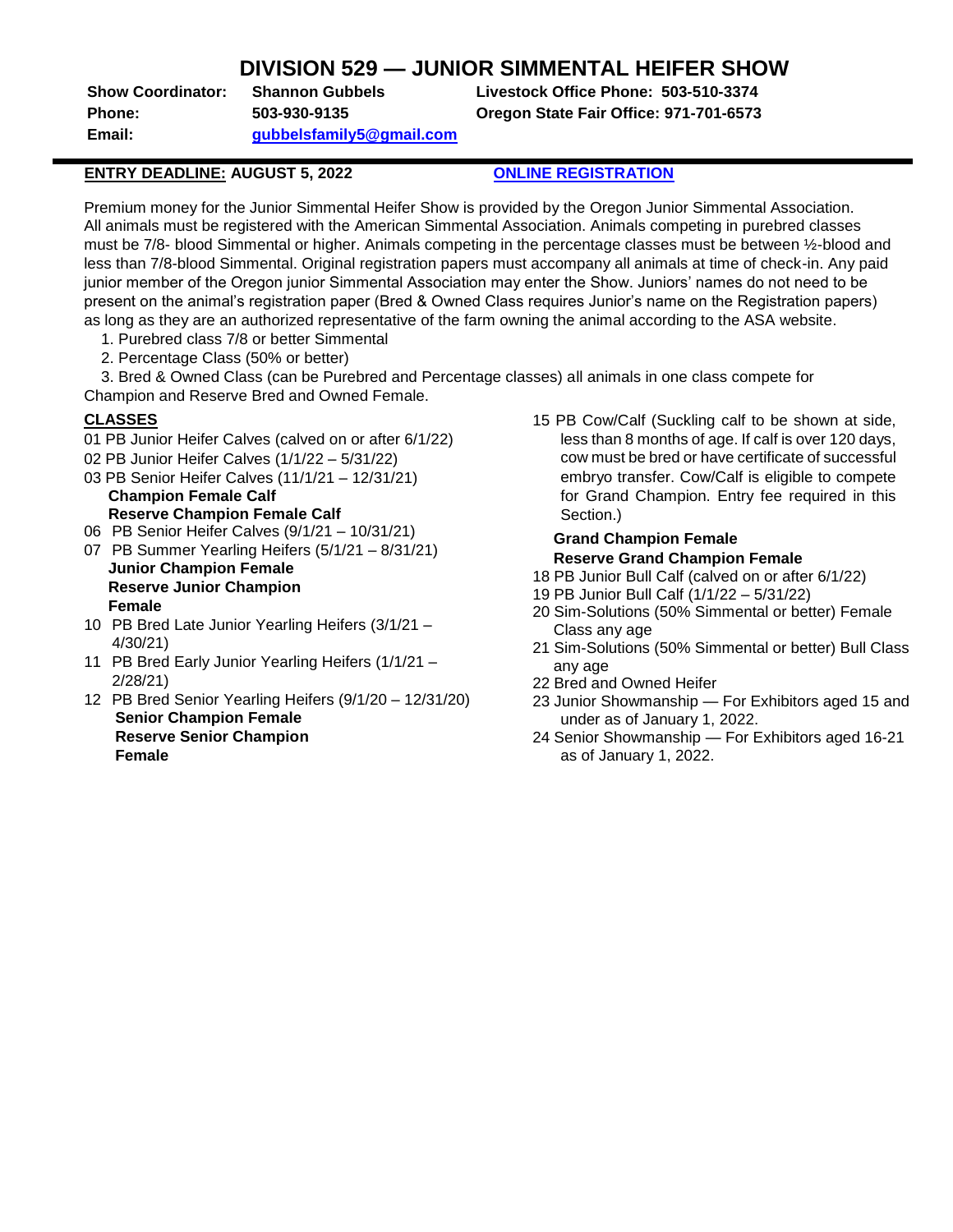# DIVISION 529 — JUNIOR SIMMENTAL HEIFER SHOW

**Show Coordinator:** **Shannon Gubbels** **Livestock Office Phone: 503-510-3374**
**Phone:** **503-930-9135** **Oregon State Fair Office: 971-701-6573**
**Email:** **gubbelsfamily5@gmail.com**

**ENTRY DEADLINE: AUGUST 5, 2022** **ONLINE REGISTRATION**

Premium money for the Junior Simmental Heifer Show is provided by the Oregon Junior Simmental Association. All animals must be registered with the American Simmental Association. Animals competing in purebred classes must be 7/8- blood Simmental or higher. Animals competing in the percentage classes must be between ½-blood and less than 7/8-blood Simmental. Original registration papers must accompany all animals at time of check-in. Any paid junior member of the Oregon junior Simmental Association may enter the Show. Juniors' names do not need to be present on the animal's registration paper (Bred & Owned Class requires Junior's name on the Registration papers) as long as they are an authorized representative of the farm owning the animal according to the ASA website.

1. Purebred class 7/8 or better Simmental
2. Percentage Class (50% or better)
3. Bred & Owned Class (can be Purebred and Percentage classes) all animals in one class compete for Champion and Reserve Bred and Owned Female.

## CLASSES

01 PB Junior Heifer Calves (calved on or after 6/1/22)
02 PB Junior Heifer Calves (1/1/22 – 5/31/22)
03 PB Senior Heifer Calves (11/1/21 – 12/31/21)
**Champion Female Calf**
**Reserve Champion Female Calf**
06 PB Senior Heifer Calves (9/1/21 – 10/31/21)
07 PB Summer Yearling Heifers (5/1/21 – 8/31/21)
**Junior Champion Female**
**Reserve Junior Champion Female**
10 PB Bred Late Junior Yearling Heifers (3/1/21 – 4/30/21)
11 PB Bred Early Junior Yearling Heifers (1/1/21 – 2/28/21)
12 PB Bred Senior Yearling Heifers (9/1/20 – 12/31/20)
**Senior Champion Female**
**Reserve Senior Champion Female**
15 PB Cow/Calf (Suckling calf to be shown at side, less than 8 months of age. If calf is over 120 days, cow must be bred or have certificate of successful embryo transfer. Cow/Calf is eligible to compete for Grand Champion. Entry fee required in this Section.)
**Grand Champion Female**
**Reserve Grand Champion Female**
18 PB Junior Bull Calf (calved on or after 6/1/22)
19 PB Junior Bull Calf (1/1/22 – 5/31/22)
20 Sim-Solutions (50% Simmental or better) Female Class any age
21 Sim-Solutions (50% Simmental or better) Bull Class any age
22 Bred and Owned Heifer
23 Junior Showmanship — For Exhibitors aged 15 and under as of January 1, 2022.
24 Senior Showmanship — For Exhibitors aged 16-21 as of January 1, 2022.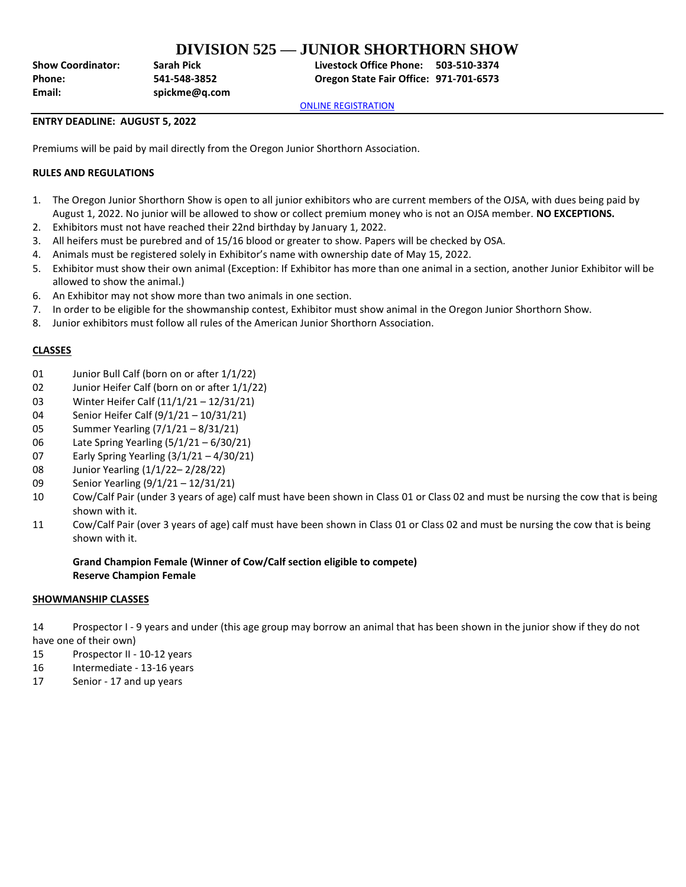# DIVISION 525 — JUNIOR SHORTHORN SHOW

**Show Coordinator:** Sarah Pick
**Phone:** 541-548-3852
**Email:** spickme@q.com

**Livestock Office Phone:** 503-510-3374
**Oregon State Fair Office:** 971-701-6573

ONLINE REGISTRATION

**ENTRY DEADLINE: AUGUST 5, 2022**

Premiums will be paid by mail directly from the Oregon Junior Shorthorn Association.

**RULES AND REGULATIONS**

1. The Oregon Junior Shorthorn Show is open to all junior exhibitors who are current members of the OJSA, with dues being paid by August 1, 2022. No junior will be allowed to show or collect premium money who is not an OJSA member. **NO EXCEPTIONS.**
2. Exhibitors must not have reached their 22nd birthday by January 1, 2022.
3. All heifers must be purebred and of 15/16 blood or greater to show. Papers will be checked by OSA.
4. Animals must be registered solely in Exhibitor's name with ownership date of May 15, 2022.
5. Exhibitor must show their own animal (Exception: If Exhibitor has more than one animal in a section, another Junior Exhibitor will be allowed to show the animal.)
6. An Exhibitor may not show more than two animals in one section.
7. In order to be eligible for the showmanship contest, Exhibitor must show animal in the Oregon Junior Shorthorn Show.
8. Junior exhibitors must follow all rules of the American Junior Shorthorn Association.

**CLASSES**

01 Junior Bull Calf (born on or after 1/1/22)
02 Junior Heifer Calf (born on or after 1/1/22)
03 Winter Heifer Calf (11/1/21 – 12/31/21)
04 Senior Heifer Calf (9/1/21 – 10/31/21)
05 Summer Yearling (7/1/21 – 8/31/21)
06 Late Spring Yearling (5/1/21 – 6/30/21)
07 Early Spring Yearling (3/1/21 – 4/30/21)
08 Junior Yearling (1/1/22– 2/28/22)
09 Senior Yearling (9/1/21 – 12/31/21)
10 Cow/Calf Pair (under 3 years of age) calf must have been shown in Class 01 or Class 02 and must be nursing the cow that is being shown with it.
11 Cow/Calf Pair (over 3 years of age) calf must have been shown in Class 01 or Class 02 and must be nursing the cow that is being shown with it.

**Grand Champion Female (Winner of Cow/Calf section eligible to compete)**
**Reserve Champion Female**

**SHOWMANSHIP CLASSES**

14 Prospector I - 9 years and under (this age group may borrow an animal that has been shown in the junior show if they do not have one of their own)
15 Prospector II - 10-12 years
16 Intermediate - 13-16 years
17 Senior - 17 and up years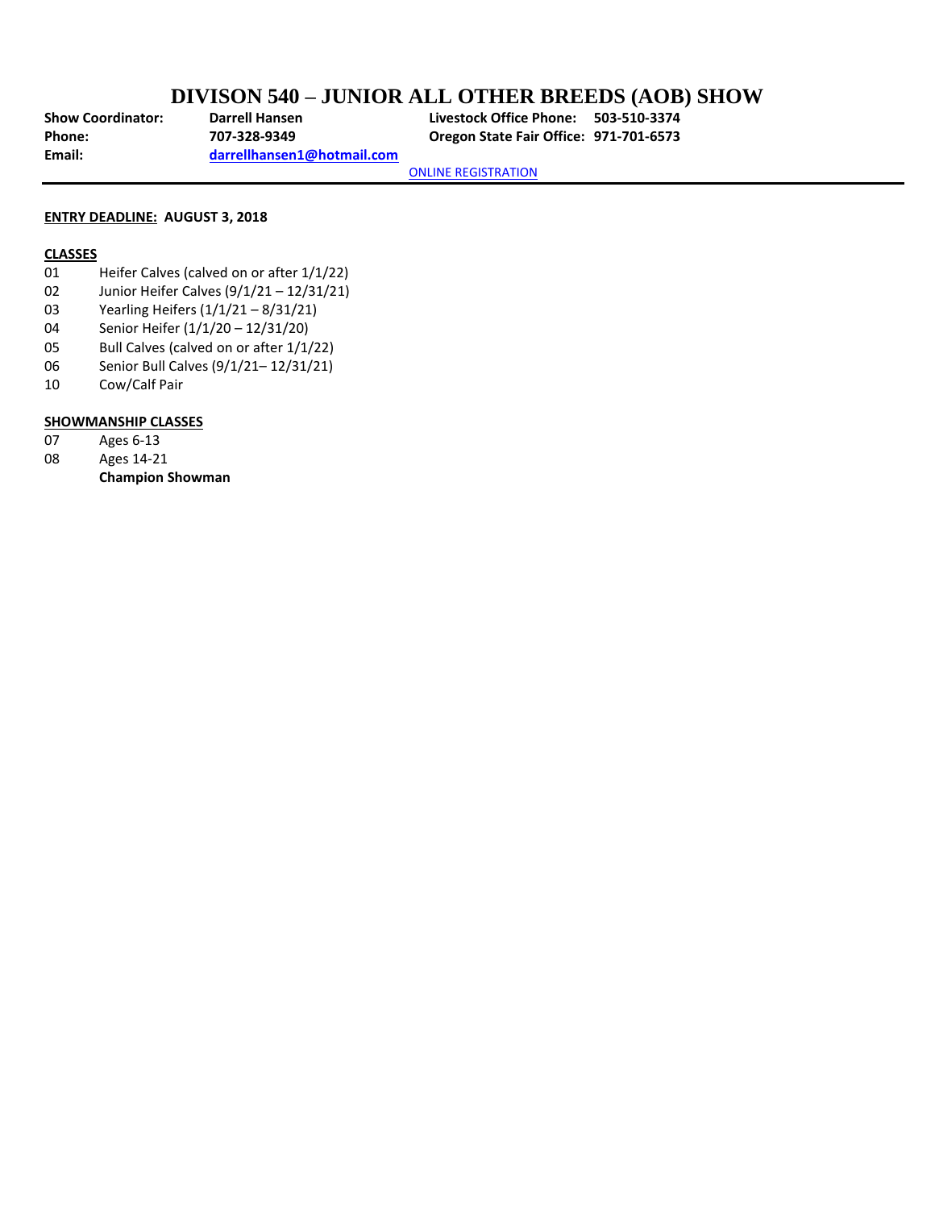# DIVISON 540 – JUNIOR ALL OTHER BREEDS (AOB) SHOW

| | | | |
|---|---|---|---|
| **Show Coordinator:** | **Darrell Hansen** | **Livestock Office Phone:** | **503-510-3374** |
| **Phone:** | **707-328-9349** | **Oregon State Fair Office:** | **971-701-6573** |
| **Email:** | **darrellhansen1@hotmail.com** | | |

ONLINE REGISTRATION

**ENTRY DEADLINE: AUGUST 3, 2018**

**CLASSES**

01 Heifer Calves (calved on or after 1/1/22)
02 Junior Heifer Calves (9/1/21 – 12/31/21)
03 Yearling Heifers (1/1/21 – 8/31/21)
04 Senior Heifer (1/1/20 – 12/31/20)
05 Bull Calves (calved on or after 1/1/22)
06 Senior Bull Calves (9/1/21– 12/31/21)
10 Cow/Calf Pair

**SHOWMANSHIP CLASSES**

07 Ages 6-13
08 Ages 14-21
**Champion Showman**